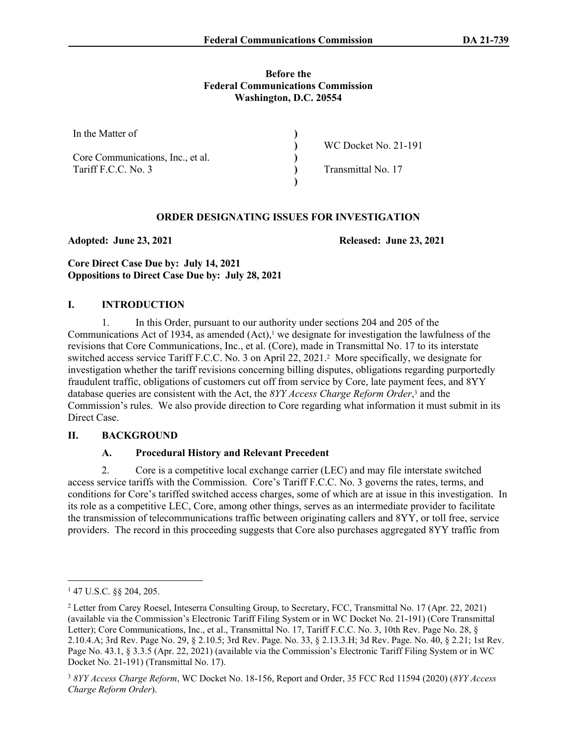**Before the**
**Federal Communications Commission**
**Washington, D.C. 20554**

| | | |
|---|---|---|
| In the Matter of | ) | |
| | ) | WC Docket No. 21-191 |
| Core Communications, Inc., et al. | ) | |
| Tariff F.C.C. No. 3 | ) | Transmittal No. 17 |
| | ) | |

## ORDER DESIGNATING ISSUES FOR INVESTIGATION

**Adopted: June 23, 2021** **Released: June 23, 2021**

**Core Direct Case Due by: July 14, 2021**
**Oppositions to Direct Case Due by: July 28, 2021**

## I. INTRODUCTION

1. In this Order, pursuant to our authority under sections 204 and 205 of the Communications Act of 1934, as amended (Act),[1] we designate for investigation the lawfulness of the revisions that Core Communications, Inc., et al. (Core), made in Transmittal No. 17 to its interstate switched access service Tariff F.C.C. No. 3 on April 22, 2021.[2] More specifically, we designate for investigation whether the tariff revisions concerning billing disputes, obligations regarding purportedly fraudulent traffic, obligations of customers cut off from service by Core, late payment fees, and 8YY database queries are consistent with the Act, the *8YY Access Charge Reform Order*,[3] and the Commission's rules. We also provide direction to Core regarding what information it must submit in its Direct Case.

## II. BACKGROUND

### A. Procedural History and Relevant Precedent

2. Core is a competitive local exchange carrier (LEC) and may file interstate switched access service tariffs with the Commission. Core's Tariff F.C.C. No. 3 governs the rates, terms, and conditions for Core's tariffed switched access charges, some of which are at issue in this investigation. In its role as a competitive LEC, Core, among other things, serves as an intermediate provider to facilitate the transmission of telecommunications traffic between originating callers and 8YY, or toll free, service providers. The record in this proceeding suggests that Core also purchases aggregated 8YY traffic from

---

[1] 47 U.S.C. §§ 204, 205.

[2] Letter from Carey Roesel, Inteserra Consulting Group, to Secretary, FCC, Transmittal No. 17 (Apr. 22, 2021) (available via the Commission's Electronic Tariff Filing System or in WC Docket No. 21-191) (Core Transmittal Letter); Core Communications, Inc., et al., Transmittal No. 17, Tariff F.C.C. No. 3, 10th Rev. Page No. 28, § 2.10.4.A; 3rd Rev. Page No. 29, § 2.10.5; 3rd Rev. Page. No. 33, § 2.13.3.H; 3d Rev. Page. No. 40, § 2.21; 1st Rev. Page No. 43.1, § 3.3.5 (Apr. 22, 2021) (available via the Commission's Electronic Tariff Filing System or in WC Docket No. 21-191) (Transmittal No. 17).

[3] *8YY Access Charge Reform*, WC Docket No. 18-156, Report and Order, 35 FCC Rcd 11594 (2020) (*8YY Access Charge Reform Order*).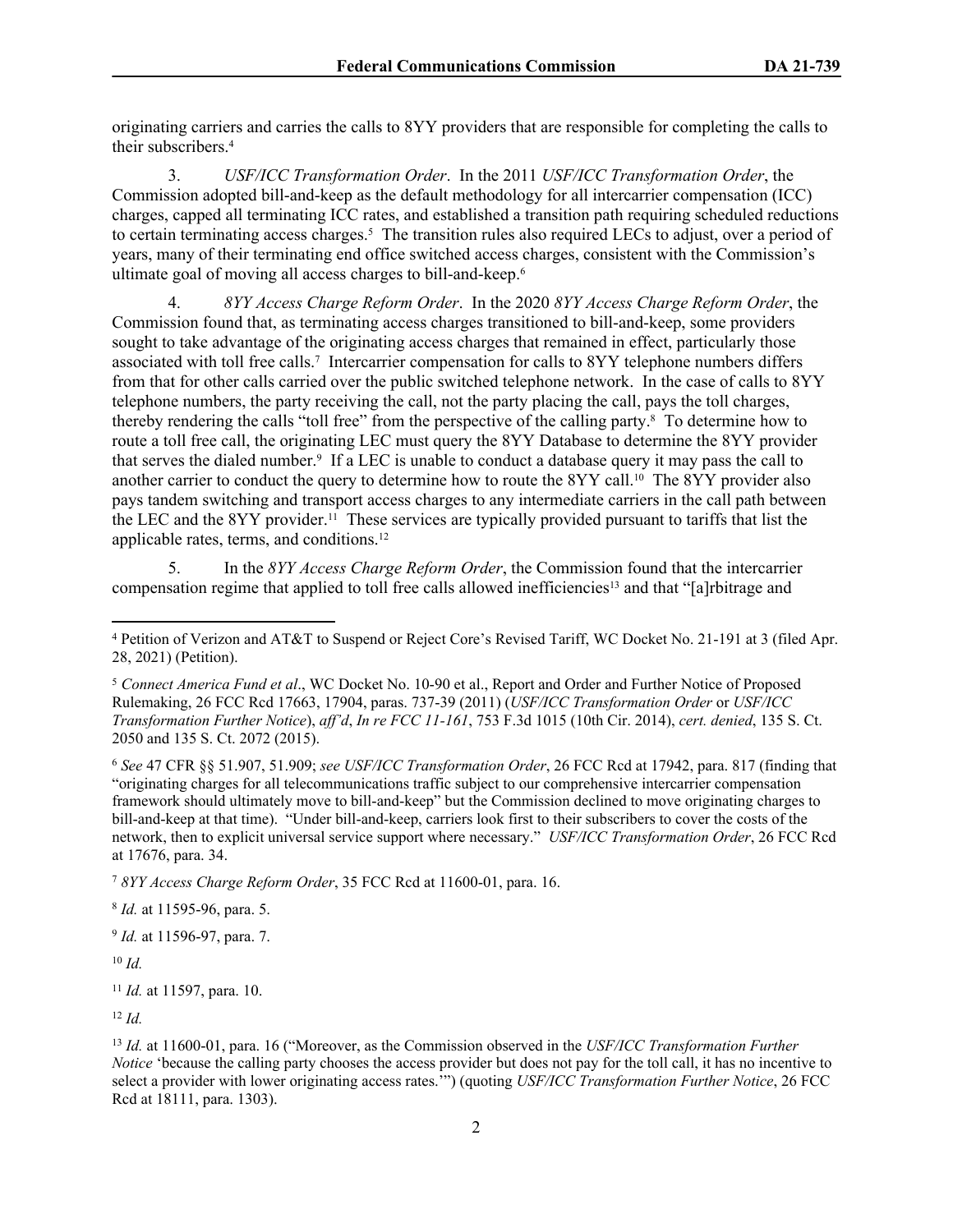originating carriers and carries the calls to 8YY providers that are responsible for completing the calls to their subscribers.[4]

3. *USF/ICC Transformation Order*. In the 2011 *USF/ICC Transformation Order*, the Commission adopted bill-and-keep as the default methodology for all intercarrier compensation (ICC) charges, capped all terminating ICC rates, and established a transition path requiring scheduled reductions to certain terminating access charges.[5] The transition rules also required LECs to adjust, over a period of years, many of their terminating end office switched access charges, consistent with the Commission's ultimate goal of moving all access charges to bill-and-keep.[6]

4. *8YY Access Charge Reform Order*. In the 2020 *8YY Access Charge Reform Order*, the Commission found that, as terminating access charges transitioned to bill-and-keep, some providers sought to take advantage of the originating access charges that remained in effect, particularly those associated with toll free calls.[7] Intercarrier compensation for calls to 8YY telephone numbers differs from that for other calls carried over the public switched telephone network. In the case of calls to 8YY telephone numbers, the party receiving the call, not the party placing the call, pays the toll charges, thereby rendering the calls "toll free" from the perspective of the calling party.[8] To determine how to route a toll free call, the originating LEC must query the 8YY Database to determine the 8YY provider that serves the dialed number.[9] If a LEC is unable to conduct a database query it may pass the call to another carrier to conduct the query to determine how to route the 8YY call.[10] The 8YY provider also pays tandem switching and transport access charges to any intermediate carriers in the call path between the LEC and the 8YY provider.[11] These services are typically provided pursuant to tariffs that list the applicable rates, terms, and conditions.[12]

5. In the *8YY Access Charge Reform Order*, the Commission found that the intercarrier compensation regime that applied to toll free calls allowed inefficiencies[13] and that "[a]rbitrage and

---

[4] Petition of Verizon and AT&T to Suspend or Reject Core's Revised Tariff, WC Docket No. 21-191 at 3 (filed Apr. 28, 2021) (Petition).

[5] *Connect America Fund et al*., WC Docket No. 10-90 et al., Report and Order and Further Notice of Proposed Rulemaking, 26 FCC Rcd 17663, 17904, paras. 737-39 (2011) (*USF/ICC Transformation Order* or *USF/ICC Transformation Further Notice*), *aff'd*, *In re FCC 11-161*, 753 F.3d 1015 (10th Cir. 2014), *cert. denied*, 135 S. Ct. 2050 and 135 S. Ct. 2072 (2015).

[6] *See* 47 CFR §§ 51.907, 51.909; *see USF/ICC Transformation Order*, 26 FCC Rcd at 17942, para. 817 (finding that "originating charges for all telecommunications traffic subject to our comprehensive intercarrier compensation framework should ultimately move to bill-and-keep" but the Commission declined to move originating charges to bill-and-keep at that time). "Under bill-and-keep, carriers look first to their subscribers to cover the costs of the network, then to explicit universal service support where necessary." *USF/ICC Transformation Order*, 26 FCC Rcd at 17676, para. 34.

[7] *8YY Access Charge Reform Order*, 35 FCC Rcd at 11600-01, para. 16.

[8] *Id.* at 11595-96, para. 5.

[9] *Id.* at 11596-97, para. 7.

[10] *Id.*

[11] *Id.* at 11597, para. 10.

[12] *Id.*

[13] *Id.* at 11600-01, para. 16 ("Moreover, as the Commission observed in the *USF/ICC Transformation Further Notice* 'because the calling party chooses the access provider but does not pay for the toll call, it has no incentive to select a provider with lower originating access rates.'") (quoting *USF/ICC Transformation Further Notice*, 26 FCC Rcd at 18111, para. 1303).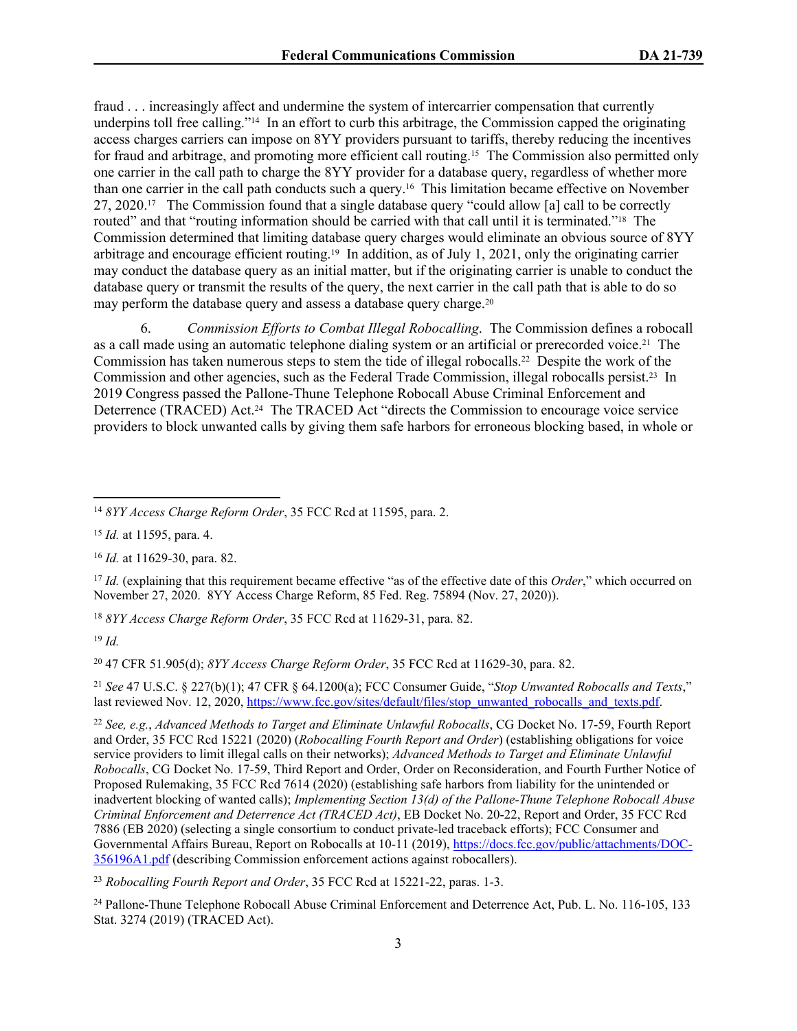fraud . . . increasingly affect and undermine the system of intercarrier compensation that currently underpins toll free calling."[14] In an effort to curb this arbitrage, the Commission capped the originating access charges carriers can impose on 8YY providers pursuant to tariffs, thereby reducing the incentives for fraud and arbitrage, and promoting more efficient call routing.[15] The Commission also permitted only one carrier in the call path to charge the 8YY provider for a database query, regardless of whether more than one carrier in the call path conducts such a query.[16] This limitation became effective on November 27, 2020.[17] The Commission found that a single database query "could allow [a] call to be correctly routed" and that "routing information should be carried with that call until it is terminated."[18] The Commission determined that limiting database query charges would eliminate an obvious source of 8YY arbitrage and encourage efficient routing.[19] In addition, as of July 1, 2021, only the originating carrier may conduct the database query as an initial matter, but if the originating carrier is unable to conduct the database query or transmit the results of the query, the next carrier in the call path that is able to do so may perform the database query and assess a database query charge.[20]

6. *Commission Efforts to Combat Illegal Robocalling*. The Commission defines a robocall as a call made using an automatic telephone dialing system or an artificial or prerecorded voice.[21] The Commission has taken numerous steps to stem the tide of illegal robocalls.[22] Despite the work of the Commission and other agencies, such as the Federal Trade Commission, illegal robocalls persist.[23] In 2019 Congress passed the Pallone-Thune Telephone Robocall Abuse Criminal Enforcement and Deterrence (TRACED) Act.[24] The TRACED Act "directs the Commission to encourage voice service providers to block unwanted calls by giving them safe harbors for erroneous blocking based, in whole or

---

[14] *8YY Access Charge Reform Order*, 35 FCC Rcd at 11595, para. 2.

[15] *Id.* at 11595, para. 4.

[16] *Id.* at 11629-30, para. 82.

[17] *Id.* (explaining that this requirement became effective "as of the effective date of this *Order*," which occurred on November 27, 2020. 8YY Access Charge Reform, 85 Fed. Reg. 75894 (Nov. 27, 2020)).

[18] *8YY Access Charge Reform Order*, 35 FCC Rcd at 11629-31, para. 82.

[19] *Id.*

[20] 47 CFR 51.905(d); *8YY Access Charge Reform Order*, 35 FCC Rcd at 11629-30, para. 82.

[21] *See* 47 U.S.C. § 227(b)(1); 47 CFR § 64.1200(a); FCC Consumer Guide, "*Stop Unwanted Robocalls and Texts*," last reviewed Nov. 12, 2020, https://www.fcc.gov/sites/default/files/stop_unwanted_robocalls_and_texts.pdf.

[22] *See, e.g.*, *Advanced Methods to Target and Eliminate Unlawful Robocalls*, CG Docket No. 17-59, Fourth Report and Order, 35 FCC Rcd 15221 (2020) (*Robocalling Fourth Report and Order*) (establishing obligations for voice service providers to limit illegal calls on their networks); *Advanced Methods to Target and Eliminate Unlawful Robocalls*, CG Docket No. 17-59, Third Report and Order, Order on Reconsideration, and Fourth Further Notice of Proposed Rulemaking, 35 FCC Rcd 7614 (2020) (establishing safe harbors from liability for the unintended or inadvertent blocking of wanted calls); *Implementing Section 13(d) of the Pallone-Thune Telephone Robocall Abuse Criminal Enforcement and Deterrence Act (TRACED Act)*, EB Docket No. 20-22, Report and Order, 35 FCC Rcd 7886 (EB 2020) (selecting a single consortium to conduct private-led traceback efforts); FCC Consumer and Governmental Affairs Bureau, Report on Robocalls at 10-11 (2019), https://docs.fcc.gov/public/attachments/DOC-356196A1.pdf (describing Commission enforcement actions against robocallers).

[23] *Robocalling Fourth Report and Order*, 35 FCC Rcd at 15221-22, paras. 1-3.

[24] Pallone-Thune Telephone Robocall Abuse Criminal Enforcement and Deterrence Act, Pub. L. No. 116-105, 133 Stat. 3274 (2019) (TRACED Act).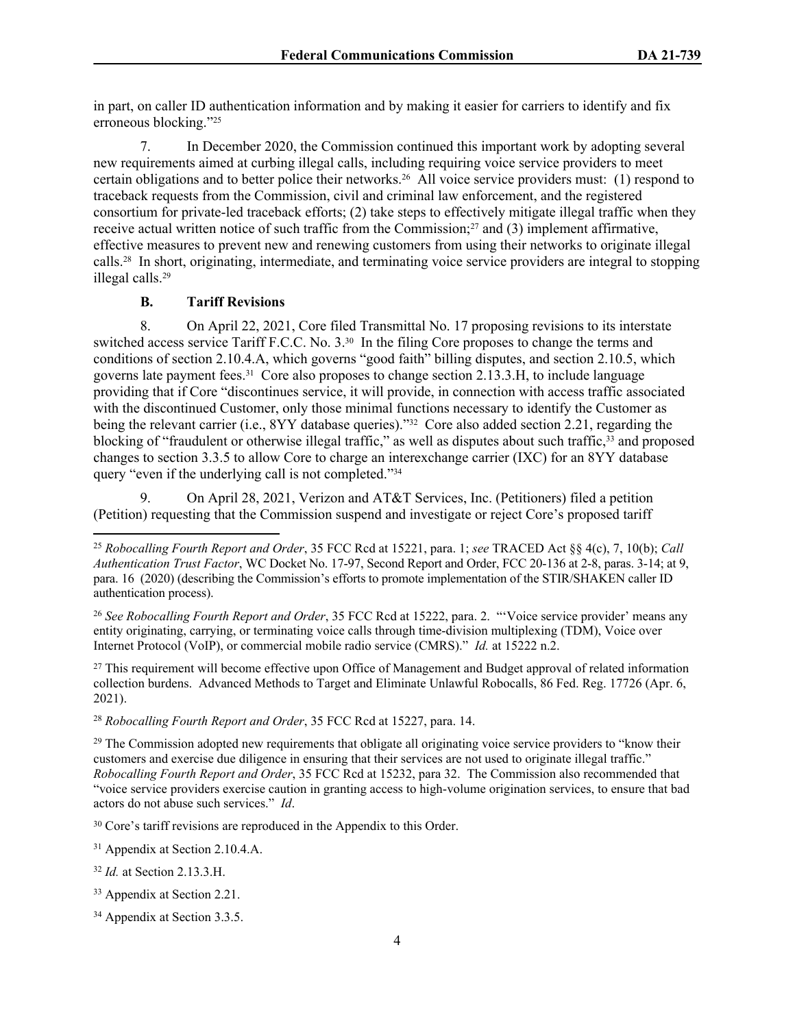in part, on caller ID authentication information and by making it easier for carriers to identify and fix erroneous blocking."[25]

7. In December 2020, the Commission continued this important work by adopting several new requirements aimed at curbing illegal calls, including requiring voice service providers to meet certain obligations and to better police their networks.[26] All voice service providers must: (1) respond to traceback requests from the Commission, civil and criminal law enforcement, and the registered consortium for private-led traceback efforts; (2) take steps to effectively mitigate illegal traffic when they receive actual written notice of such traffic from the Commission;[27] and (3) implement affirmative, effective measures to prevent new and renewing customers from using their networks to originate illegal calls.[28] In short, originating, intermediate, and terminating voice service providers are integral to stopping illegal calls.[29]

### B. Tariff Revisions

8. On April 22, 2021, Core filed Transmittal No. 17 proposing revisions to its interstate switched access service Tariff F.C.C. No. 3.[30] In the filing Core proposes to change the terms and conditions of section 2.10.4.A, which governs "good faith" billing disputes, and section 2.10.5, which governs late payment fees.[31] Core also proposes to change section 2.13.3.H, to include language providing that if Core "discontinues service, it will provide, in connection with access traffic associated with the discontinued Customer, only those minimal functions necessary to identify the Customer as being the relevant carrier (i.e., 8YY database queries)."[32] Core also added section 2.21, regarding the blocking of "fraudulent or otherwise illegal traffic," as well as disputes about such traffic,[33] and proposed changes to section 3.3.5 to allow Core to charge an interexchange carrier (IXC) for an 8YY database query "even if the underlying call is not completed."[34]

9. On April 28, 2021, Verizon and AT&T Services, Inc. (Petitioners) filed a petition (Petition) requesting that the Commission suspend and investigate or reject Core's proposed tariff

---

[25] *Robocalling Fourth Report and Order*, 35 FCC Rcd at 15221, para. 1; *see* TRACED Act §§ 4(c), 7, 10(b); *Call Authentication Trust Factor*, WC Docket No. 17-97, Second Report and Order, FCC 20-136 at 2-8, paras. 3-14; at 9, para. 16 (2020) (describing the Commission's efforts to promote implementation of the STIR/SHAKEN caller ID authentication process).

[26] *See Robocalling Fourth Report and Order*, 35 FCC Rcd at 15222, para. 2. "'Voice service provider' means any entity originating, carrying, or terminating voice calls through time-division multiplexing (TDM), Voice over Internet Protocol (VoIP), or commercial mobile radio service (CMRS)." *Id.* at 15222 n.2.

[27] This requirement will become effective upon Office of Management and Budget approval of related information collection burdens. Advanced Methods to Target and Eliminate Unlawful Robocalls, 86 Fed. Reg. 17726 (Apr. 6, 2021).

[28] *Robocalling Fourth Report and Order*, 35 FCC Rcd at 15227, para. 14.

[29] The Commission adopted new requirements that obligate all originating voice service providers to "know their customers and exercise due diligence in ensuring that their services are not used to originate illegal traffic." *Robocalling Fourth Report and Order*, 35 FCC Rcd at 15232, para 32. The Commission also recommended that "voice service providers exercise caution in granting access to high-volume origination services, to ensure that bad actors do not abuse such services." *Id*.

[30] Core's tariff revisions are reproduced in the Appendix to this Order.

[31] Appendix at Section 2.10.4.A.

[32] *Id.* at Section 2.13.3.H.

[33] Appendix at Section 2.21.

[34] Appendix at Section 3.3.5.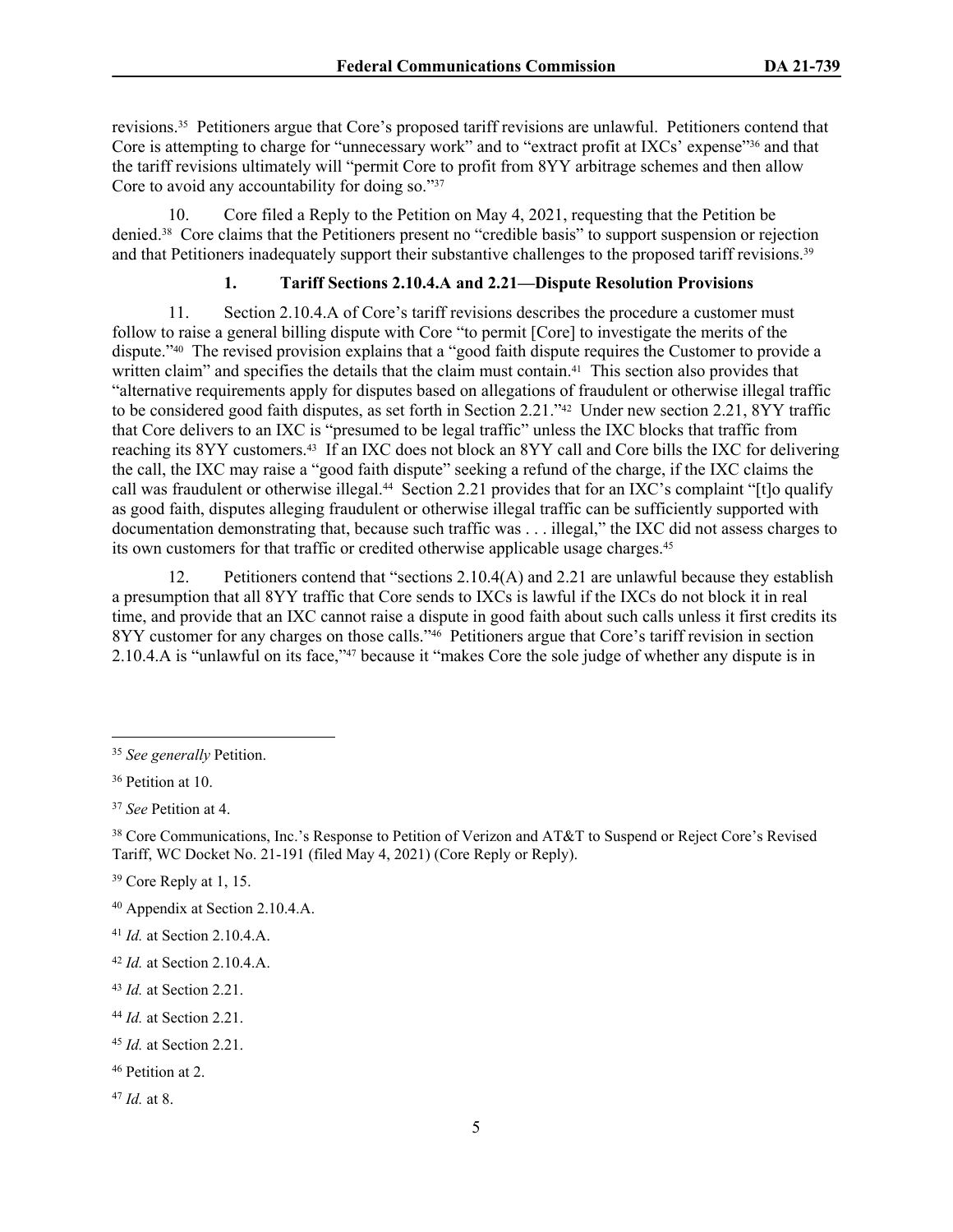revisions.[35] Petitioners argue that Core's proposed tariff revisions are unlawful. Petitioners contend that Core is attempting to charge for "unnecessary work" and to "extract profit at IXCs' expense"[36] and that the tariff revisions ultimately will "permit Core to profit from 8YY arbitrage schemes and then allow Core to avoid any accountability for doing so."[37]

10. Core filed a Reply to the Petition on May 4, 2021, requesting that the Petition be denied.[38] Core claims that the Petitioners present no "credible basis" to support suspension or rejection and that Petitioners inadequately support their substantive challenges to the proposed tariff revisions.[39]

### 1. Tariff Sections 2.10.4.A and 2.21—Dispute Resolution Provisions

11. Section 2.10.4.A of Core's tariff revisions describes the procedure a customer must follow to raise a general billing dispute with Core "to permit [Core] to investigate the merits of the dispute."[40] The revised provision explains that a "good faith dispute requires the Customer to provide a written claim" and specifies the details that the claim must contain.[41] This section also provides that "alternative requirements apply for disputes based on allegations of fraudulent or otherwise illegal traffic to be considered good faith disputes, as set forth in Section 2.21."[42] Under new section 2.21, 8YY traffic that Core delivers to an IXC is "presumed to be legal traffic" unless the IXC blocks that traffic from reaching its 8YY customers.[43] If an IXC does not block an 8YY call and Core bills the IXC for delivering the call, the IXC may raise a "good faith dispute" seeking a refund of the charge, if the IXC claims the call was fraudulent or otherwise illegal.[44] Section 2.21 provides that for an IXC's complaint "[t]o qualify as good faith, disputes alleging fraudulent or otherwise illegal traffic can be sufficiently supported with documentation demonstrating that, because such traffic was . . . illegal," the IXC did not assess charges to its own customers for that traffic or credited otherwise applicable usage charges.[45]

12. Petitioners contend that "sections 2.10.4(A) and 2.21 are unlawful because they establish a presumption that all 8YY traffic that Core sends to IXCs is lawful if the IXCs do not block it in real time, and provide that an IXC cannot raise a dispute in good faith about such calls unless it first credits its 8YY customer for any charges on those calls."[46] Petitioners argue that Core's tariff revision in section 2.10.4.A is "unlawful on its face,"[47] because it "makes Core the sole judge of whether any dispute is in

---

[35] *See generally* Petition.

[36] Petition at 10.

[37] *See* Petition at 4.

[38] Core Communications, Inc.'s Response to Petition of Verizon and AT&T to Suspend or Reject Core's Revised Tariff, WC Docket No. 21-191 (filed May 4, 2021) (Core Reply or Reply).

[39] Core Reply at 1, 15.

[40] Appendix at Section 2.10.4.A.

[41] *Id.* at Section 2.10.4.A.

[42] *Id.* at Section 2.10.4.A.

[43] *Id.* at Section 2.21.

[44] *Id.* at Section 2.21.

[45] *Id.* at Section 2.21.

[46] Petition at 2.

[47] *Id.* at 8.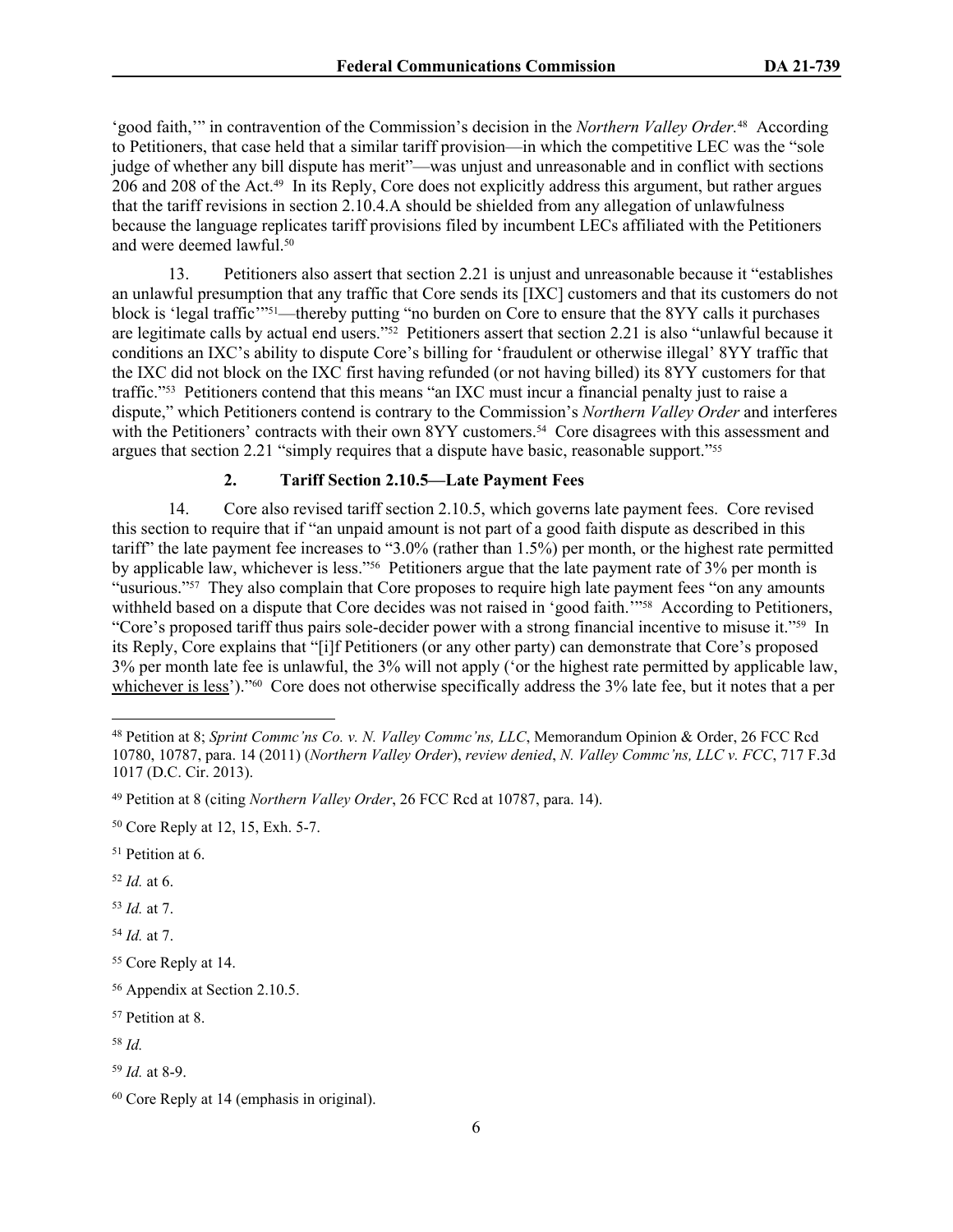'good faith,'" in contravention of the Commission's decision in the *Northern Valley Order*.[48] According to Petitioners, that case held that a similar tariff provision—in which the competitive LEC was the "sole judge of whether any bill dispute has merit"—was unjust and unreasonable and in conflict with sections 206 and 208 of the Act.[49] In its Reply, Core does not explicitly address this argument, but rather argues that the tariff revisions in section 2.10.4.A should be shielded from any allegation of unlawfulness because the language replicates tariff provisions filed by incumbent LECs affiliated with the Petitioners and were deemed lawful.[50]

13. Petitioners also assert that section 2.21 is unjust and unreasonable because it "establishes an unlawful presumption that any traffic that Core sends its [IXC] customers and that its customers do not block is 'legal traffic'"[51]—thereby putting "no burden on Core to ensure that the 8YY calls it purchases are legitimate calls by actual end users."[52] Petitioners assert that section 2.21 is also "unlawful because it conditions an IXC's ability to dispute Core's billing for 'fraudulent or otherwise illegal' 8YY traffic that the IXC did not block on the IXC first having refunded (or not having billed) its 8YY customers for that traffic."[53] Petitioners contend that this means "an IXC must incur a financial penalty just to raise a dispute," which Petitioners contend is contrary to the Commission's *Northern Valley Order* and interferes with the Petitioners' contracts with their own 8YY customers.[54] Core disagrees with this assessment and argues that section 2.21 "simply requires that a dispute have basic, reasonable support."[55]

### 2. Tariff Section 2.10.5—Late Payment Fees

14. Core also revised tariff section 2.10.5, which governs late payment fees. Core revised this section to require that if "an unpaid amount is not part of a good faith dispute as described in this tariff" the late payment fee increases to "3.0% (rather than 1.5%) per month, or the highest rate permitted by applicable law, whichever is less."[56] Petitioners argue that the late payment rate of 3% per month is "usurious."[57] They also complain that Core proposes to require high late payment fees "on any amounts withheld based on a dispute that Core decides was not raised in 'good faith.'"[58] According to Petitioners, "Core's proposed tariff thus pairs sole-decider power with a strong financial incentive to misuse it."[59] In its Reply, Core explains that "[i]f Petitioners (or any other party) can demonstrate that Core's proposed 3% per month late fee is unlawful, the 3% will not apply ('or the highest rate permitted by applicable law, <u>whichever is less</u>')."[60] Core does not otherwise specifically address the 3% late fee, but it notes that a per

---

[48] Petition at 8; *Sprint Commc'ns Co. v. N. Valley Commc'ns, LLC*, Memorandum Opinion & Order, 26 FCC Rcd 10780, 10787, para. 14 (2011) (*Northern Valley Order*), *review denied*, *N. Valley Commc'ns, LLC v. FCC*, 717 F.3d 1017 (D.C. Cir. 2013).

[49] Petition at 8 (citing *Northern Valley Order*, 26 FCC Rcd at 10787, para. 14).

[50] Core Reply at 12, 15, Exh. 5-7.

[51] Petition at 6.

[52] *Id.* at 6.

[53] *Id.* at 7.

[54] *Id.* at 7.

[55] Core Reply at 14.

[56] Appendix at Section 2.10.5.

[57] Petition at 8.

[58] *Id.*

[59] *Id.* at 8-9.

[60] Core Reply at 14 (emphasis in original).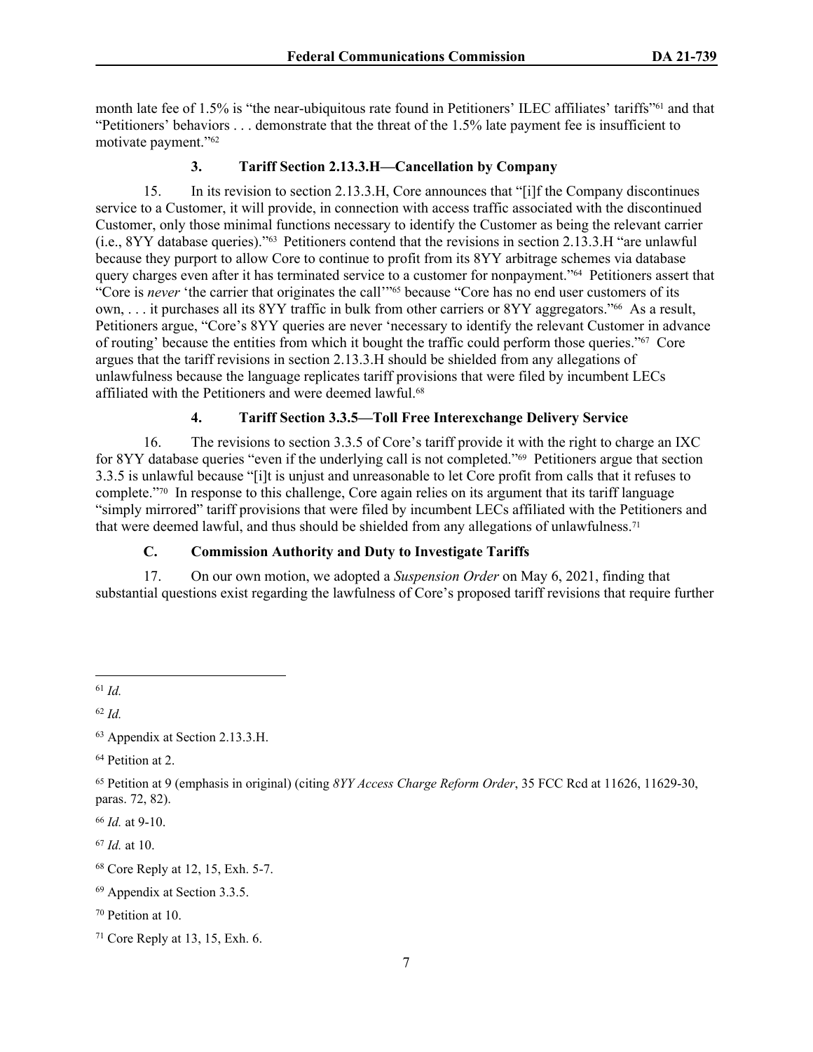month late fee of 1.5% is "the near-ubiquitous rate found in Petitioners' ILEC affiliates' tariffs"[61] and that "Petitioners' behaviors . . . demonstrate that the threat of the 1.5% late payment fee is insufficient to motivate payment."[62]

### 3. Tariff Section 2.13.3.H—Cancellation by Company

15. In its revision to section 2.13.3.H, Core announces that "[i]f the Company discontinues service to a Customer, it will provide, in connection with access traffic associated with the discontinued Customer, only those minimal functions necessary to identify the Customer as being the relevant carrier (i.e., 8YY database queries)."[63] Petitioners contend that the revisions in section 2.13.3.H "are unlawful because they purport to allow Core to continue to profit from its 8YY arbitrage schemes via database query charges even after it has terminated service to a customer for nonpayment."[64] Petitioners assert that "Core is *never* 'the carrier that originates the call'"[65] because "Core has no end user customers of its own, . . . it purchases all its 8YY traffic in bulk from other carriers or 8YY aggregators."[66] As a result, Petitioners argue, "Core's 8YY queries are never 'necessary to identify the relevant Customer in advance of routing' because the entities from which it bought the traffic could perform those queries."[67] Core argues that the tariff revisions in section 2.13.3.H should be shielded from any allegations of unlawfulness because the language replicates tariff provisions that were filed by incumbent LECs affiliated with the Petitioners and were deemed lawful.[68]

### 4. Tariff Section 3.3.5—Toll Free Interexchange Delivery Service

16. The revisions to section 3.3.5 of Core's tariff provide it with the right to charge an IXC for 8YY database queries "even if the underlying call is not completed."[69] Petitioners argue that section 3.3.5 is unlawful because "[i]t is unjust and unreasonable to let Core profit from calls that it refuses to complete."[70] In response to this challenge, Core again relies on its argument that its tariff language "simply mirrored" tariff provisions that were filed by incumbent LECs affiliated with the Petitioners and that were deemed lawful, and thus should be shielded from any allegations of unlawfulness.[71]

## C. Commission Authority and Duty to Investigate Tariffs

17. On our own motion, we adopted a *Suspension Order* on May 6, 2021, finding that substantial questions exist regarding the lawfulness of Core's proposed tariff revisions that require further

---

[61] *Id.*

[62] *Id.*

[63] Appendix at Section 2.13.3.H.

[64] Petition at 2.

[65] Petition at 9 (emphasis in original) (citing *8YY Access Charge Reform Order*, 35 FCC Rcd at 11626, 11629-30, paras. 72, 82).

[66] *Id.* at 9-10.

[67] *Id.* at 10.

[68] Core Reply at 12, 15, Exh. 5-7.

[69] Appendix at Section 3.3.5.

[70] Petition at 10.

[71] Core Reply at 13, 15, Exh. 6.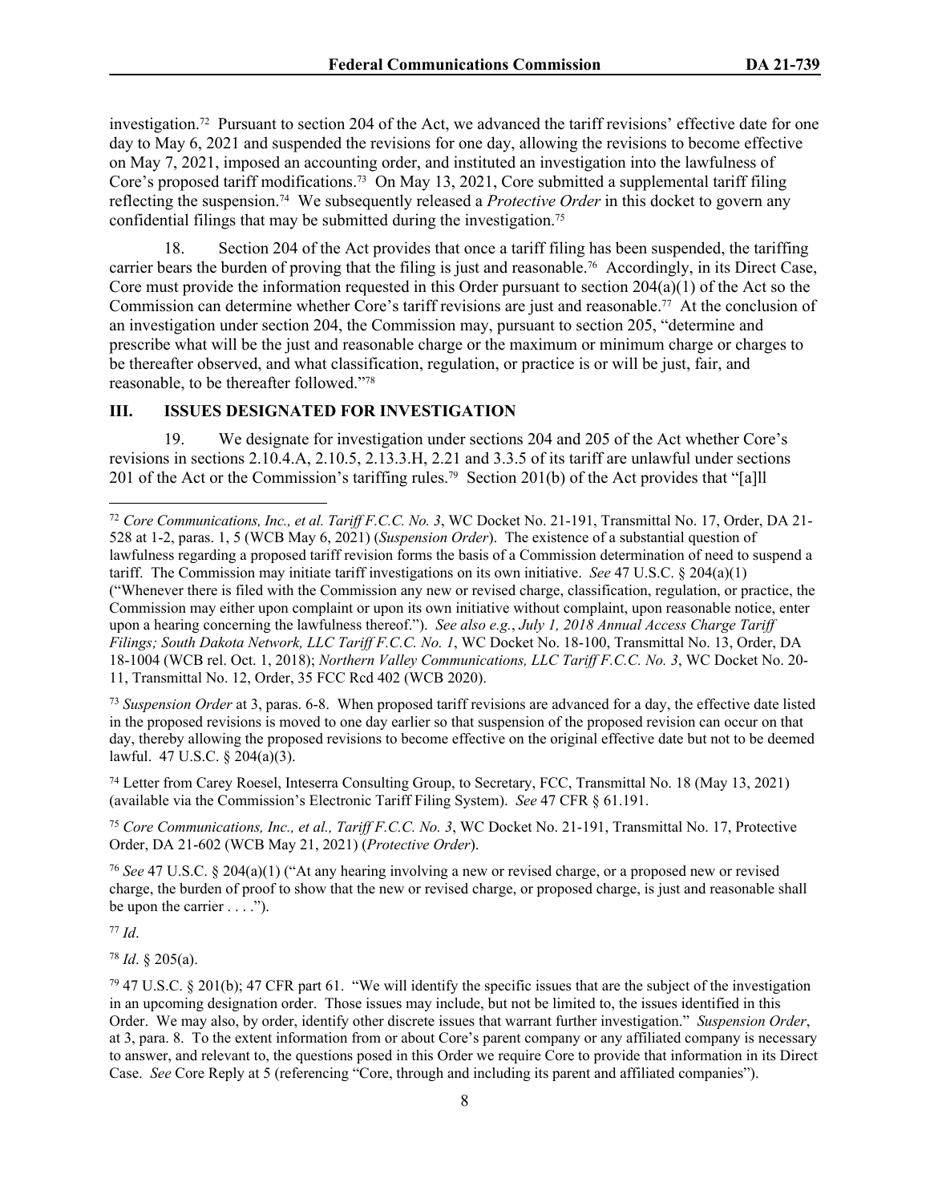investigation.[72] Pursuant to section 204 of the Act, we advanced the tariff revisions' effective date for one day to May 6, 2021 and suspended the revisions for one day, allowing the revisions to become effective on May 7, 2021, imposed an accounting order, and instituted an investigation into the lawfulness of Core's proposed tariff modifications.[73] On May 13, 2021, Core submitted a supplemental tariff filing reflecting the suspension.[74] We subsequently released a *Protective Order* in this docket to govern any confidential filings that may be submitted during the investigation.[75]

18. Section 204 of the Act provides that once a tariff filing has been suspended, the tariffing carrier bears the burden of proving that the filing is just and reasonable.[76] Accordingly, in its Direct Case, Core must provide the information requested in this Order pursuant to section 204(a)(1) of the Act so the Commission can determine whether Core's tariff revisions are just and reasonable.[77] At the conclusion of an investigation under section 204, the Commission may, pursuant to section 205, "determine and prescribe what will be the just and reasonable charge or the maximum or minimum charge or charges to be thereafter observed, and what classification, regulation, or practice is or will be just, fair, and reasonable, to be thereafter followed."[78]

## III. ISSUES DESIGNATED FOR INVESTIGATION

19. We designate for investigation under sections 204 and 205 of the Act whether Core's revisions in sections 2.10.4.A, 2.10.5, 2.13.3.H, 2.21 and 3.3.5 of its tariff are unlawful under sections 201 of the Act or the Commission's tariffing rules.[79] Section 201(b) of the Act provides that "[a]ll

---

[72] *Core Communications, Inc., et al. Tariff F.C.C. No. 3*, WC Docket No. 21-191, Transmittal No. 17, Order, DA 21-528 at 1-2, paras. 1, 5 (WCB May 6, 2021) (*Suspension Order*). The existence of a substantial question of lawfulness regarding a proposed tariff revision forms the basis of a Commission determination of need to suspend a tariff. The Commission may initiate tariff investigations on its own initiative. *See* 47 U.S.C. § 204(a)(1) ("Whenever there is filed with the Commission any new or revised charge, classification, regulation, or practice, the Commission may either upon complaint or upon its own initiative without complaint, upon reasonable notice, enter upon a hearing concerning the lawfulness thereof."). *See also e.g.*, *July 1, 2018 Annual Access Charge Tariff Filings; South Dakota Network, LLC Tariff F.C.C. No. 1*, WC Docket No. 18-100, Transmittal No. 13, Order, DA 18-1004 (WCB rel. Oct. 1, 2018); *Northern Valley Communications, LLC Tariff F.C.C. No. 3*, WC Docket No. 20-11, Transmittal No. 12, Order, 35 FCC Rcd 402 (WCB 2020).

[73] *Suspension Order* at 3, paras. 6-8. When proposed tariff revisions are advanced for a day, the effective date listed in the proposed revisions is moved to one day earlier so that suspension of the proposed revision can occur on that day, thereby allowing the proposed revisions to become effective on the original effective date but not to be deemed lawful. 47 U.S.C. § 204(a)(3).

[74] Letter from Carey Roesel, Inteserra Consulting Group, to Secretary, FCC, Transmittal No. 18 (May 13, 2021) (available via the Commission's Electronic Tariff Filing System). *See* 47 CFR § 61.191.

[75] *Core Communications, Inc., et al., Tariff F.C.C. No. 3*, WC Docket No. 21-191, Transmittal No. 17, Protective Order, DA 21-602 (WCB May 21, 2021) (*Protective Order*).

[76] *See* 47 U.S.C. § 204(a)(1) ("At any hearing involving a new or revised charge, or a proposed new or revised charge, the burden of proof to show that the new or revised charge, or proposed charge, is just and reasonable shall be upon the carrier . . . .").

[77] *Id*.

[78] *Id*. § 205(a).

[79] 47 U.S.C. § 201(b); 47 CFR part 61. "We will identify the specific issues that are the subject of the investigation in an upcoming designation order. Those issues may include, but not be limited to, the issues identified in this Order. We may also, by order, identify other discrete issues that warrant further investigation." *Suspension Order*, at 3, para. 8. To the extent information from or about Core's parent company or any affiliated company is necessary to answer, and relevant to, the questions posed in this Order we require Core to provide that information in its Direct Case. *See* Core Reply at 5 (referencing "Core, through and including its parent and affiliated companies").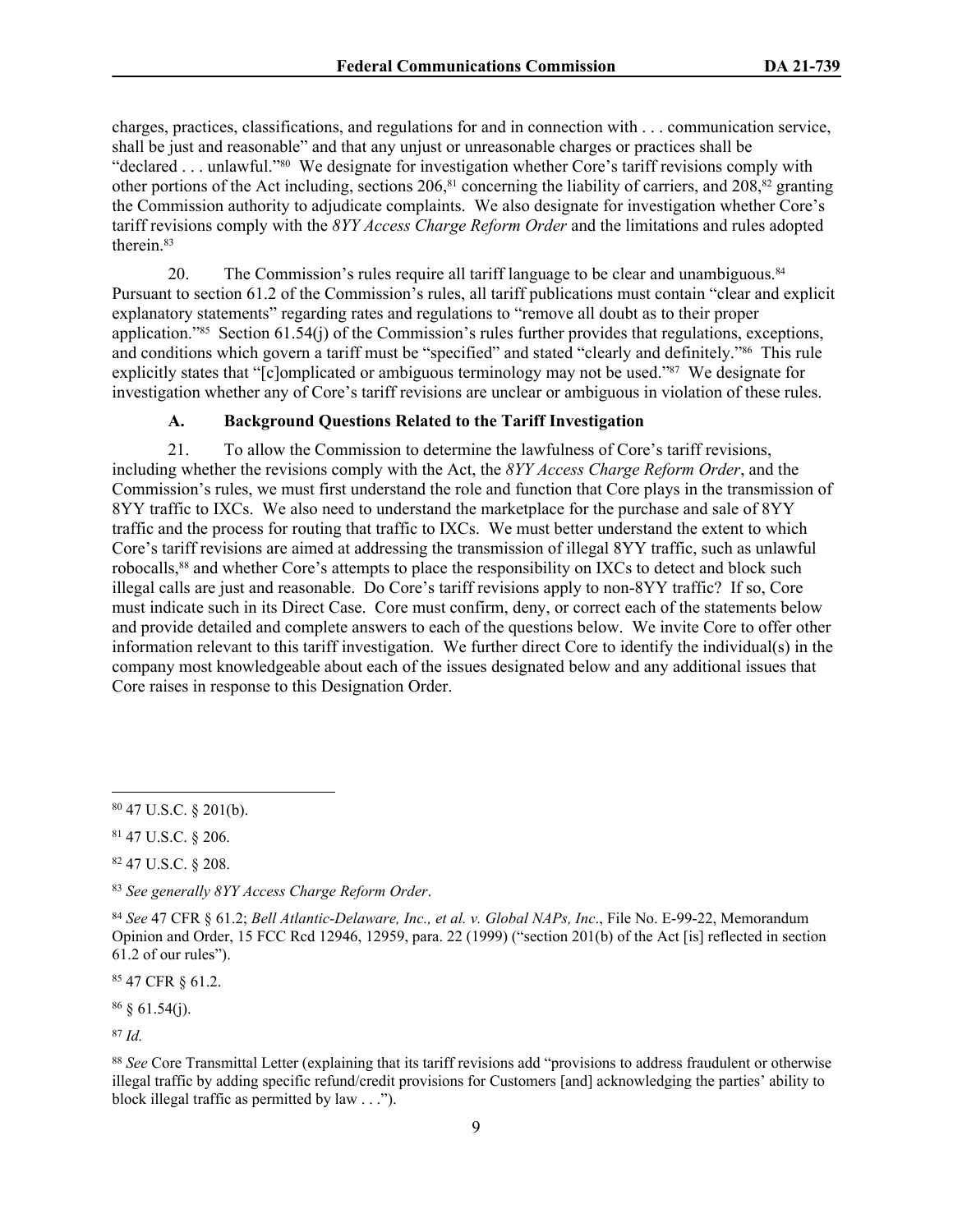charges, practices, classifications, and regulations for and in connection with . . . communication service, shall be just and reasonable" and that any unjust or unreasonable charges or practices shall be "declared . . . unlawful."[80] We designate for investigation whether Core's tariff revisions comply with other portions of the Act including, sections 206,[81] concerning the liability of carriers, and 208,[82] granting the Commission authority to adjudicate complaints. We also designate for investigation whether Core's tariff revisions comply with the *8YY Access Charge Reform Order* and the limitations and rules adopted therein.[83]

20. The Commission's rules require all tariff language to be clear and unambiguous.[84] Pursuant to section 61.2 of the Commission's rules, all tariff publications must contain "clear and explicit explanatory statements" regarding rates and regulations to "remove all doubt as to their proper application."[85] Section 61.54(j) of the Commission's rules further provides that regulations, exceptions, and conditions which govern a tariff must be "specified" and stated "clearly and definitely."[86] This rule explicitly states that "[c]omplicated or ambiguous terminology may not be used."[87] We designate for investigation whether any of Core's tariff revisions are unclear or ambiguous in violation of these rules.

### A. Background Questions Related to the Tariff Investigation

21. To allow the Commission to determine the lawfulness of Core's tariff revisions, including whether the revisions comply with the Act, the *8YY Access Charge Reform Order*, and the Commission's rules, we must first understand the role and function that Core plays in the transmission of 8YY traffic to IXCs. We also need to understand the marketplace for the purchase and sale of 8YY traffic and the process for routing that traffic to IXCs. We must better understand the extent to which Core's tariff revisions are aimed at addressing the transmission of illegal 8YY traffic, such as unlawful robocalls,[88] and whether Core's attempts to place the responsibility on IXCs to detect and block such illegal calls are just and reasonable. Do Core's tariff revisions apply to non-8YY traffic? If so, Core must indicate such in its Direct Case. Core must confirm, deny, or correct each of the statements below and provide detailed and complete answers to each of the questions below. We invite Core to offer other information relevant to this tariff investigation. We further direct Core to identify the individual(s) in the company most knowledgeable about each of the issues designated below and any additional issues that Core raises in response to this Designation Order.

---

[80] 47 U.S.C. § 201(b).

[81] 47 U.S.C. § 206.

[82] 47 U.S.C. § 208.

[83] *See generally 8YY Access Charge Reform Order*.

[84] *See* 47 CFR § 61.2; *Bell Atlantic-Delaware, Inc., et al. v. Global NAPs, Inc*., File No. E-99-22, Memorandum Opinion and Order, 15 FCC Rcd 12946, 12959, para. 22 (1999) ("section 201(b) of the Act [is] reflected in section 61.2 of our rules").

[85] 47 CFR § 61.2.

[86] § 61.54(j).

[87] *Id.*

[88] *See* Core Transmittal Letter (explaining that its tariff revisions add "provisions to address fraudulent or otherwise illegal traffic by adding specific refund/credit provisions for Customers [and] acknowledging the parties' ability to block illegal traffic as permitted by law . . .").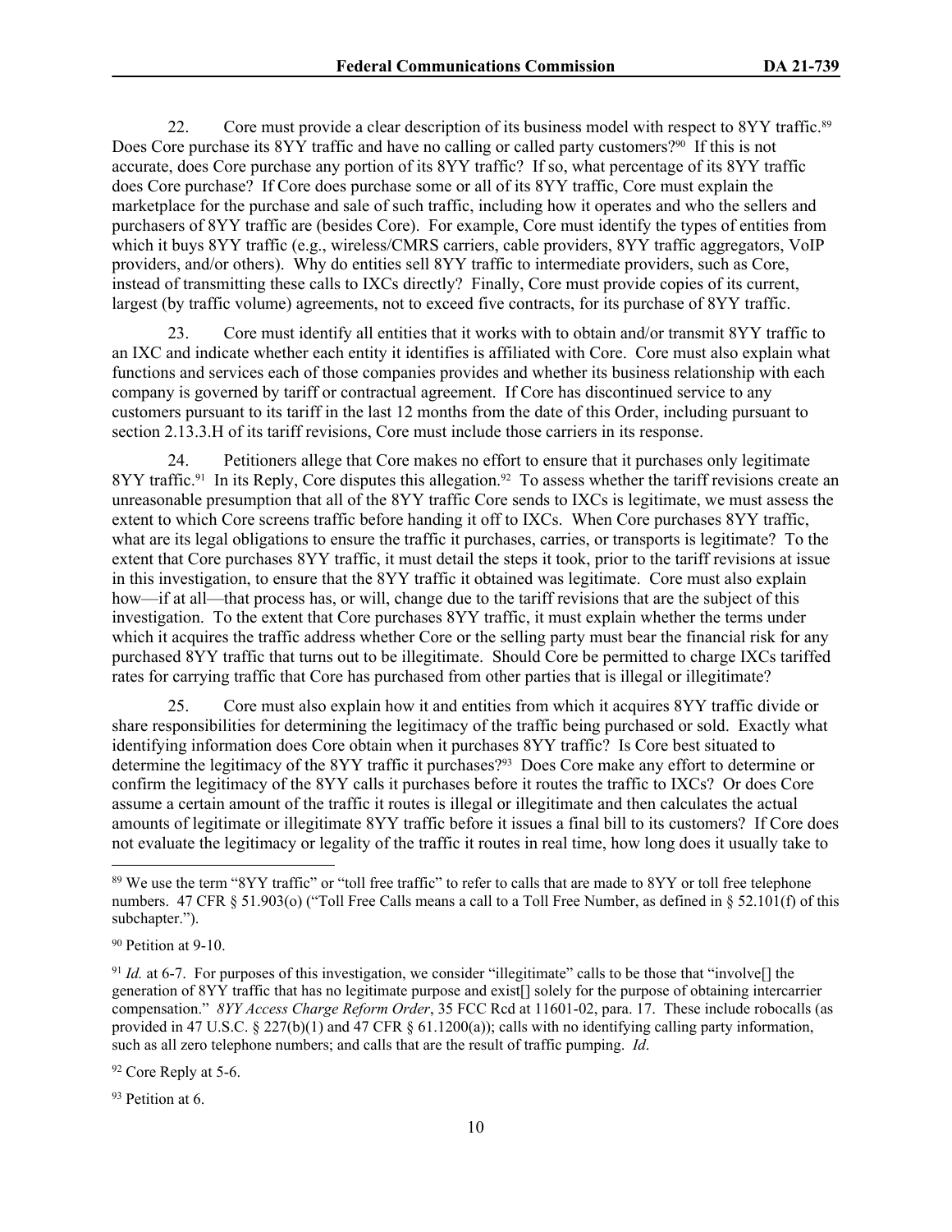22. Core must provide a clear description of its business model with respect to 8YY traffic.[89] Does Core purchase its 8YY traffic and have no calling or called party customers?[90] If this is not accurate, does Core purchase any portion of its 8YY traffic? If so, what percentage of its 8YY traffic does Core purchase? If Core does purchase some or all of its 8YY traffic, Core must explain the marketplace for the purchase and sale of such traffic, including how it operates and who the sellers and purchasers of 8YY traffic are (besides Core). For example, Core must identify the types of entities from which it buys 8YY traffic (e.g., wireless/CMRS carriers, cable providers, 8YY traffic aggregators, VoIP providers, and/or others). Why do entities sell 8YY traffic to intermediate providers, such as Core, instead of transmitting these calls to IXCs directly? Finally, Core must provide copies of its current, largest (by traffic volume) agreements, not to exceed five contracts, for its purchase of 8YY traffic.

23. Core must identify all entities that it works with to obtain and/or transmit 8YY traffic to an IXC and indicate whether each entity it identifies is affiliated with Core. Core must also explain what functions and services each of those companies provides and whether its business relationship with each company is governed by tariff or contractual agreement. If Core has discontinued service to any customers pursuant to its tariff in the last 12 months from the date of this Order, including pursuant to section 2.13.3.H of its tariff revisions, Core must include those carriers in its response.

24. Petitioners allege that Core makes no effort to ensure that it purchases only legitimate 8YY traffic.[91] In its Reply, Core disputes this allegation.[92] To assess whether the tariff revisions create an unreasonable presumption that all of the 8YY traffic Core sends to IXCs is legitimate, we must assess the extent to which Core screens traffic before handing it off to IXCs. When Core purchases 8YY traffic, what are its legal obligations to ensure the traffic it purchases, carries, or transports is legitimate? To the extent that Core purchases 8YY traffic, it must detail the steps it took, prior to the tariff revisions at issue in this investigation, to ensure that the 8YY traffic it obtained was legitimate. Core must also explain how—if at all—that process has, or will, change due to the tariff revisions that are the subject of this investigation. To the extent that Core purchases 8YY traffic, it must explain whether the terms under which it acquires the traffic address whether Core or the selling party must bear the financial risk for any purchased 8YY traffic that turns out to be illegitimate. Should Core be permitted to charge IXCs tariffed rates for carrying traffic that Core has purchased from other parties that is illegal or illegitimate?

25. Core must also explain how it and entities from which it acquires 8YY traffic divide or share responsibilities for determining the legitimacy of the traffic being purchased or sold. Exactly what identifying information does Core obtain when it purchases 8YY traffic? Is Core best situated to determine the legitimacy of the 8YY traffic it purchases?[93] Does Core make any effort to determine or confirm the legitimacy of the 8YY calls it purchases before it routes the traffic to IXCs? Or does Core assume a certain amount of the traffic it routes is illegal or illegitimate and then calculates the actual amounts of legitimate or illegitimate 8YY traffic before it issues a final bill to its customers? If Core does not evaluate the legitimacy or legality of the traffic it routes in real time, how long does it usually take to

---

[89] We use the term "8YY traffic" or "toll free traffic" to refer to calls that are made to 8YY or toll free telephone numbers. 47 CFR § 51.903(o) ("Toll Free Calls means a call to a Toll Free Number, as defined in § 52.101(f) of this subchapter.").

[90] Petition at 9-10.

[91] *Id.* at 6-7. For purposes of this investigation, we consider "illegitimate" calls to be those that "involve[] the generation of 8YY traffic that has no legitimate purpose and exist[] solely for the purpose of obtaining intercarrier compensation." *8YY Access Charge Reform Order*, 35 FCC Rcd at 11601-02, para. 17. These include robocalls (as provided in 47 U.S.C. § 227(b)(1) and 47 CFR § 61.1200(a)); calls with no identifying calling party information, such as all zero telephone numbers; and calls that are the result of traffic pumping. *Id*.

[92] Core Reply at 5-6.

[93] Petition at 6.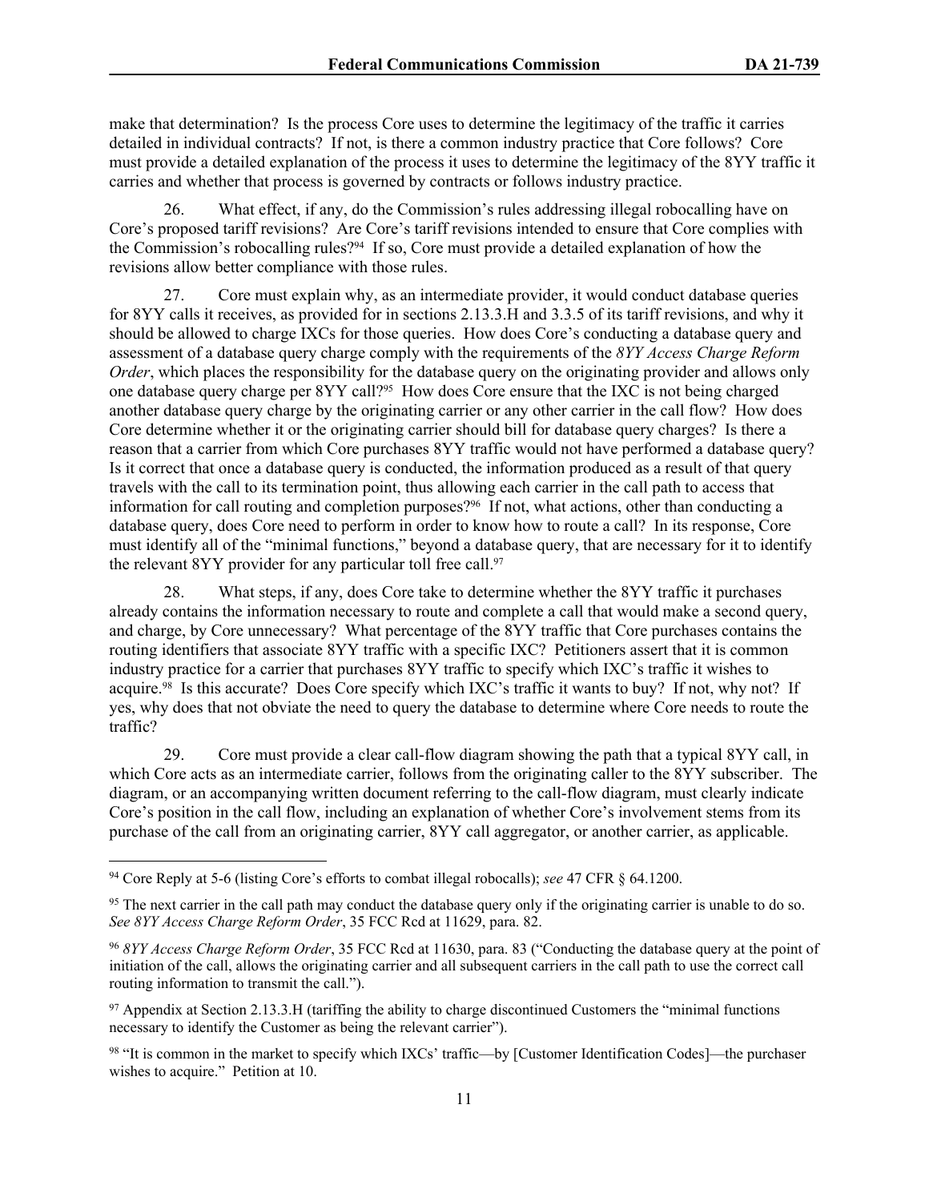make that determination? Is the process Core uses to determine the legitimacy of the traffic it carries detailed in individual contracts? If not, is there a common industry practice that Core follows? Core must provide a detailed explanation of the process it uses to determine the legitimacy of the 8YY traffic it carries and whether that process is governed by contracts or follows industry practice.

26. What effect, if any, do the Commission's rules addressing illegal robocalling have on Core's proposed tariff revisions? Are Core's tariff revisions intended to ensure that Core complies with the Commission's robocalling rules?[94] If so, Core must provide a detailed explanation of how the revisions allow better compliance with those rules.

27. Core must explain why, as an intermediate provider, it would conduct database queries for 8YY calls it receives, as provided for in sections 2.13.3.H and 3.3.5 of its tariff revisions, and why it should be allowed to charge IXCs for those queries. How does Core's conducting a database query and assessment of a database query charge comply with the requirements of the *8YY Access Charge Reform Order*, which places the responsibility for the database query on the originating provider and allows only one database query charge per 8YY call?[95] How does Core ensure that the IXC is not being charged another database query charge by the originating carrier or any other carrier in the call flow? How does Core determine whether it or the originating carrier should bill for database query charges? Is there a reason that a carrier from which Core purchases 8YY traffic would not have performed a database query? Is it correct that once a database query is conducted, the information produced as a result of that query travels with the call to its termination point, thus allowing each carrier in the call path to access that information for call routing and completion purposes?[96] If not, what actions, other than conducting a database query, does Core need to perform in order to know how to route a call? In its response, Core must identify all of the "minimal functions," beyond a database query, that are necessary for it to identify the relevant 8YY provider for any particular toll free call.[97]

28. What steps, if any, does Core take to determine whether the 8YY traffic it purchases already contains the information necessary to route and complete a call that would make a second query, and charge, by Core unnecessary? What percentage of the 8YY traffic that Core purchases contains the routing identifiers that associate 8YY traffic with a specific IXC? Petitioners assert that it is common industry practice for a carrier that purchases 8YY traffic to specify which IXC's traffic it wishes to acquire.[98] Is this accurate? Does Core specify which IXC's traffic it wants to buy? If not, why not? If yes, why does that not obviate the need to query the database to determine where Core needs to route the traffic?

29. Core must provide a clear call-flow diagram showing the path that a typical 8YY call, in which Core acts as an intermediate carrier, follows from the originating caller to the 8YY subscriber. The diagram, or an accompanying written document referring to the call-flow diagram, must clearly indicate Core's position in the call flow, including an explanation of whether Core's involvement stems from its purchase of the call from an originating carrier, 8YY call aggregator, or another carrier, as applicable.

---

[94] Core Reply at 5-6 (listing Core's efforts to combat illegal robocalls); *see* 47 CFR § 64.1200.

[95] The next carrier in the call path may conduct the database query only if the originating carrier is unable to do so. *See 8YY Access Charge Reform Order*, 35 FCC Rcd at 11629, para. 82.

[96] *8YY Access Charge Reform Order*, 35 FCC Rcd at 11630, para. 83 ("Conducting the database query at the point of initiation of the call, allows the originating carrier and all subsequent carriers in the call path to use the correct call routing information to transmit the call.").

[97] Appendix at Section 2.13.3.H (tariffing the ability to charge discontinued Customers the "minimal functions necessary to identify the Customer as being the relevant carrier").

[98] "It is common in the market to specify which IXCs' traffic—by [Customer Identification Codes]—the purchaser wishes to acquire." Petition at 10.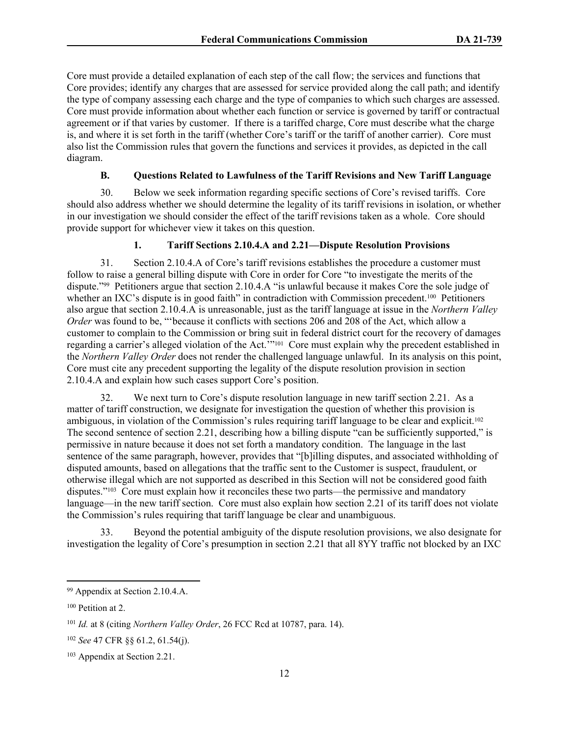Core must provide a detailed explanation of each step of the call flow; the services and functions that Core provides; identify any charges that are assessed for service provided along the call path; and identify the type of company assessing each charge and the type of companies to which such charges are assessed. Core must provide information about whether each function or service is governed by tariff or contractual agreement or if that varies by customer. If there is a tariffed charge, Core must describe what the charge is, and where it is set forth in the tariff (whether Core's tariff or the tariff of another carrier). Core must also list the Commission rules that govern the functions and services it provides, as depicted in the call diagram.

### B. Questions Related to Lawfulness of the Tariff Revisions and New Tariff Language

30. Below we seek information regarding specific sections of Core's revised tariffs. Core should also address whether we should determine the legality of its tariff revisions in isolation, or whether in our investigation we should consider the effect of the tariff revisions taken as a whole. Core should provide support for whichever view it takes on this question.

#### 1. Tariff Sections 2.10.4.A and 2.21—Dispute Resolution Provisions

31. Section 2.10.4.A of Core's tariff revisions establishes the procedure a customer must follow to raise a general billing dispute with Core in order for Core "to investigate the merits of the dispute."[99] Petitioners argue that section 2.10.4.A "is unlawful because it makes Core the sole judge of whether an IXC's dispute is in good faith" in contradiction with Commission precedent.[100] Petitioners also argue that section 2.10.4.A is unreasonable, just as the tariff language at issue in the *Northern Valley Order* was found to be, "'because it conflicts with sections 206 and 208 of the Act, which allow a customer to complain to the Commission or bring suit in federal district court for the recovery of damages regarding a carrier's alleged violation of the Act.'"[101] Core must explain why the precedent established in the *Northern Valley Order* does not render the challenged language unlawful. In its analysis on this point, Core must cite any precedent supporting the legality of the dispute resolution provision in section 2.10.4.A and explain how such cases support Core's position.

32. We next turn to Core's dispute resolution language in new tariff section 2.21. As a matter of tariff construction, we designate for investigation the question of whether this provision is ambiguous, in violation of the Commission's rules requiring tariff language to be clear and explicit.[102] The second sentence of section 2.21, describing how a billing dispute "can be sufficiently supported," is permissive in nature because it does not set forth a mandatory condition. The language in the last sentence of the same paragraph, however, provides that "[b]illing disputes, and associated withholding of disputed amounts, based on allegations that the traffic sent to the Customer is suspect, fraudulent, or otherwise illegal which are not supported as described in this Section will not be considered good faith disputes."[103] Core must explain how it reconciles these two parts—the permissive and mandatory language—in the new tariff section. Core must also explain how section 2.21 of its tariff does not violate the Commission's rules requiring that tariff language be clear and unambiguous.

33. Beyond the potential ambiguity of the dispute resolution provisions, we also designate for investigation the legality of Core's presumption in section 2.21 that all 8YY traffic not blocked by an IXC

---

[99] Appendix at Section 2.10.4.A.

[100] Petition at 2.

[101] *Id.* at 8 (citing *Northern Valley Order*, 26 FCC Rcd at 10787, para. 14).

[102] *See* 47 CFR §§ 61.2, 61.54(j).

[103] Appendix at Section 2.21.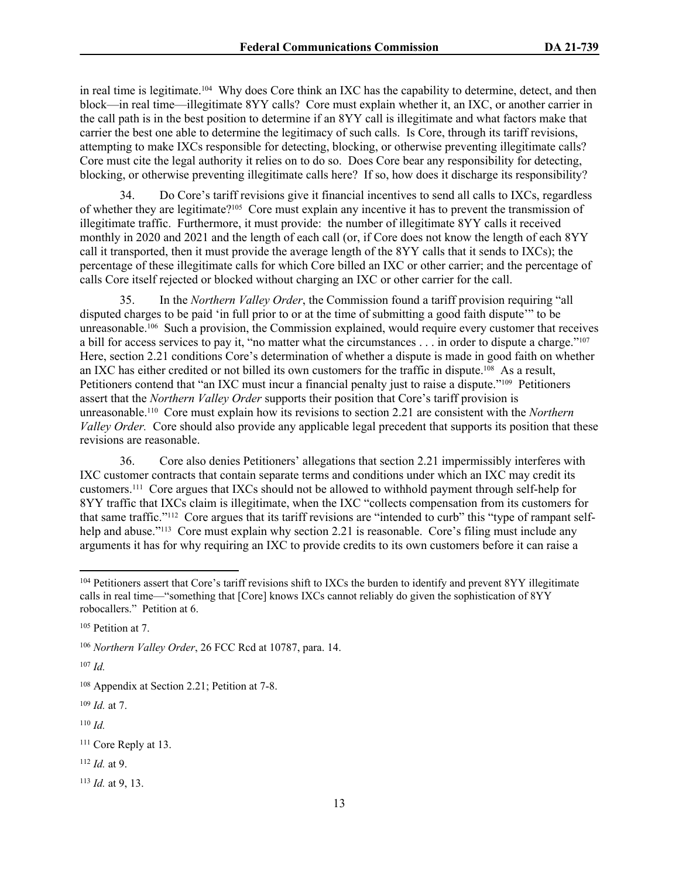in real time is legitimate.[104] Why does Core think an IXC has the capability to determine, detect, and then block—in real time—illegitimate 8YY calls? Core must explain whether it, an IXC, or another carrier in the call path is in the best position to determine if an 8YY call is illegitimate and what factors make that carrier the best one able to determine the legitimacy of such calls. Is Core, through its tariff revisions, attempting to make IXCs responsible for detecting, blocking, or otherwise preventing illegitimate calls? Core must cite the legal authority it relies on to do so. Does Core bear any responsibility for detecting, blocking, or otherwise preventing illegitimate calls here? If so, how does it discharge its responsibility?

34. Do Core's tariff revisions give it financial incentives to send all calls to IXCs, regardless of whether they are legitimate?[105] Core must explain any incentive it has to prevent the transmission of illegitimate traffic. Furthermore, it must provide: the number of illegitimate 8YY calls it received monthly in 2020 and 2021 and the length of each call (or, if Core does not know the length of each 8YY call it transported, then it must provide the average length of the 8YY calls that it sends to IXCs); the percentage of these illegitimate calls for which Core billed an IXC or other carrier; and the percentage of calls Core itself rejected or blocked without charging an IXC or other carrier for the call.

35. In the *Northern Valley Order*, the Commission found a tariff provision requiring "all disputed charges to be paid 'in full prior to or at the time of submitting a good faith dispute'" to be unreasonable.[106] Such a provision, the Commission explained, would require every customer that receives a bill for access services to pay it, "no matter what the circumstances . . . in order to dispute a charge."[107] Here, section 2.21 conditions Core's determination of whether a dispute is made in good faith on whether an IXC has either credited or not billed its own customers for the traffic in dispute.[108] As a result, Petitioners contend that "an IXC must incur a financial penalty just to raise a dispute."[109] Petitioners assert that the *Northern Valley Order* supports their position that Core's tariff provision is unreasonable.[110] Core must explain how its revisions to section 2.21 are consistent with the *Northern Valley Order.* Core should also provide any applicable legal precedent that supports its position that these revisions are reasonable.

36. Core also denies Petitioners' allegations that section 2.21 impermissibly interferes with IXC customer contracts that contain separate terms and conditions under which an IXC may credit its customers.[111] Core argues that IXCs should not be allowed to withhold payment through self-help for 8YY traffic that IXCs claim is illegitimate, when the IXC "collects compensation from its customers for that same traffic."[112] Core argues that its tariff revisions are "intended to curb" this "type of rampant self-help and abuse."[113] Core must explain why section 2.21 is reasonable. Core's filing must include any arguments it has for why requiring an IXC to provide credits to its own customers before it can raise a

---

[104] Petitioners assert that Core's tariff revisions shift to IXCs the burden to identify and prevent 8YY illegitimate calls in real time—"something that [Core] knows IXCs cannot reliably do given the sophistication of 8YY robocallers." Petition at 6.

[105] Petition at 7.

[106] *Northern Valley Order*, 26 FCC Rcd at 10787, para. 14.

[107] *Id.*

[108] Appendix at Section 2.21; Petition at 7-8.

[109] *Id.* at 7.

[110] *Id.*

[111] Core Reply at 13.

[112] *Id.* at 9.

[113] *Id.* at 9, 13.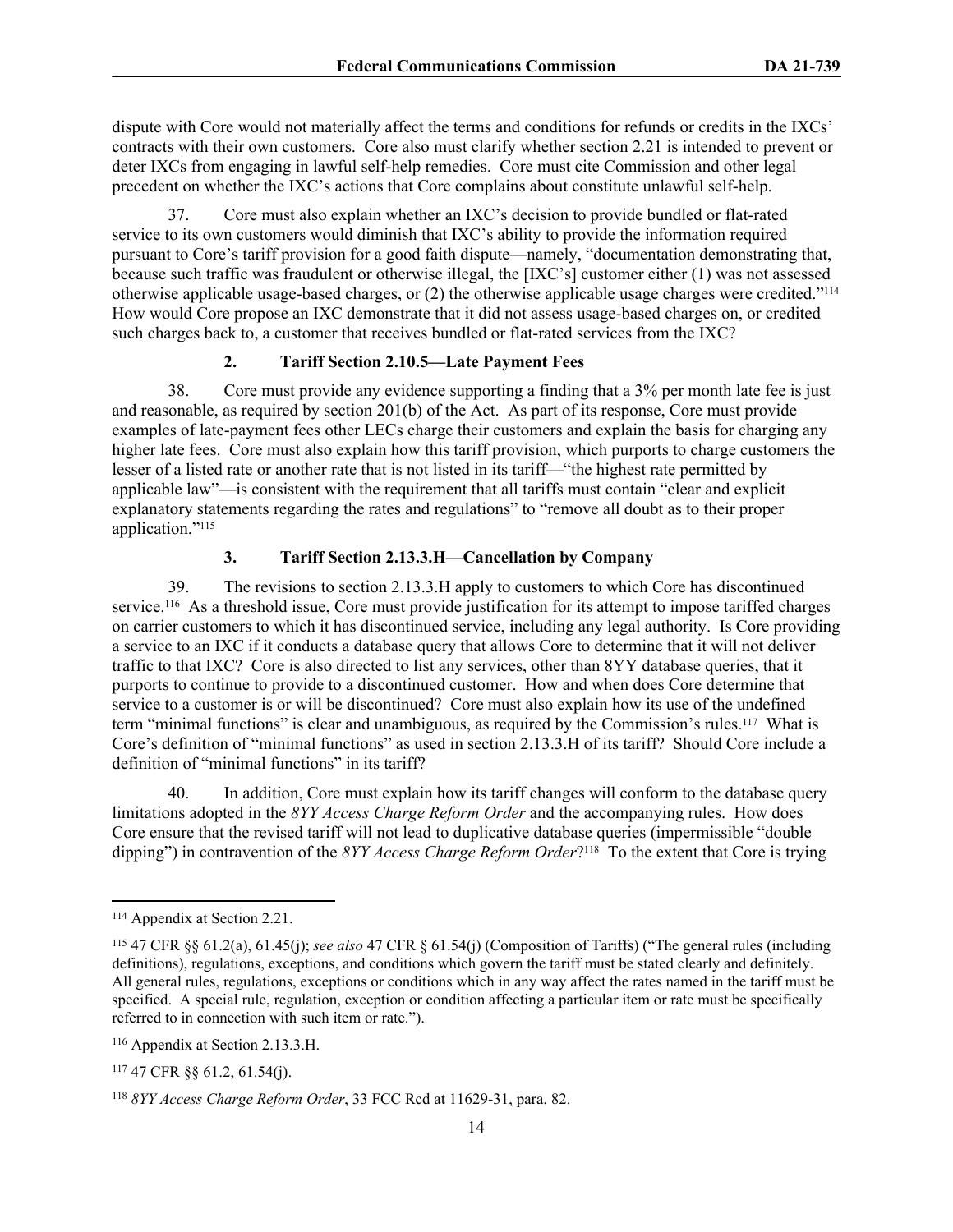dispute with Core would not materially affect the terms and conditions for refunds or credits in the IXCs' contracts with their own customers. Core also must clarify whether section 2.21 is intended to prevent or deter IXCs from engaging in lawful self-help remedies. Core must cite Commission and other legal precedent on whether the IXC's actions that Core complains about constitute unlawful self-help.

37. Core must also explain whether an IXC's decision to provide bundled or flat-rated service to its own customers would diminish that IXC's ability to provide the information required pursuant to Core's tariff provision for a good faith dispute—namely, "documentation demonstrating that, because such traffic was fraudulent or otherwise illegal, the [IXC's] customer either (1) was not assessed otherwise applicable usage-based charges, or (2) the otherwise applicable usage charges were credited."[114] How would Core propose an IXC demonstrate that it did not assess usage-based charges on, or credited such charges back to, a customer that receives bundled or flat-rated services from the IXC?

### 2. Tariff Section 2.10.5—Late Payment Fees

38. Core must provide any evidence supporting a finding that a 3% per month late fee is just and reasonable, as required by section 201(b) of the Act. As part of its response, Core must provide examples of late-payment fees other LECs charge their customers and explain the basis for charging any higher late fees. Core must also explain how this tariff provision, which purports to charge customers the lesser of a listed rate or another rate that is not listed in its tariff—"the highest rate permitted by applicable law"—is consistent with the requirement that all tariffs must contain "clear and explicit explanatory statements regarding the rates and regulations" to "remove all doubt as to their proper application."[115]

### 3. Tariff Section 2.13.3.H—Cancellation by Company

39. The revisions to section 2.13.3.H apply to customers to which Core has discontinued service.[116] As a threshold issue, Core must provide justification for its attempt to impose tariffed charges on carrier customers to which it has discontinued service, including any legal authority. Is Core providing a service to an IXC if it conducts a database query that allows Core to determine that it will not deliver traffic to that IXC? Core is also directed to list any services, other than 8YY database queries, that it purports to continue to provide to a discontinued customer. How and when does Core determine that service to a customer is or will be discontinued? Core must also explain how its use of the undefined term "minimal functions" is clear and unambiguous, as required by the Commission's rules.[117] What is Core's definition of "minimal functions" as used in section 2.13.3.H of its tariff? Should Core include a definition of "minimal functions" in its tariff?

40. In addition, Core must explain how its tariff changes will conform to the database query limitations adopted in the *8YY Access Charge Reform Order* and the accompanying rules. How does Core ensure that the revised tariff will not lead to duplicative database queries (impermissible "double dipping") in contravention of the *8YY Access Charge Reform Order*?[118] To the extent that Core is trying

---

[114] Appendix at Section 2.21.

[115] 47 CFR §§ 61.2(a), 61.45(j); *see also* 47 CFR § 61.54(j) (Composition of Tariffs) ("The general rules (including definitions), regulations, exceptions, and conditions which govern the tariff must be stated clearly and definitely. All general rules, regulations, exceptions or conditions which in any way affect the rates named in the tariff must be specified. A special rule, regulation, exception or condition affecting a particular item or rate must be specifically referred to in connection with such item or rate.").

[116] Appendix at Section 2.13.3.H.

[117] 47 CFR §§ 61.2, 61.54(j).

[118] *8YY Access Charge Reform Order*, 33 FCC Rcd at 11629-31, para. 82.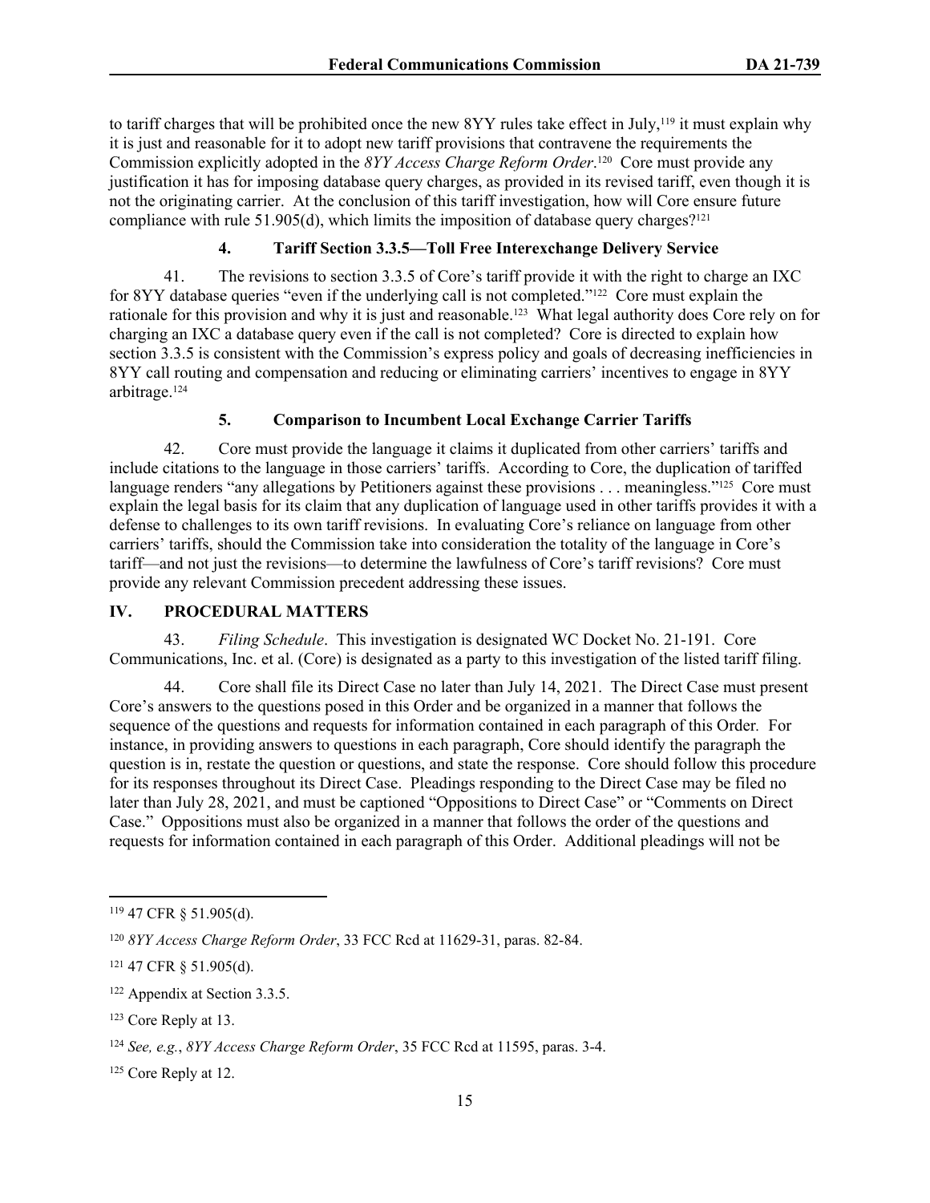to tariff charges that will be prohibited once the new 8YY rules take effect in July,[119] it must explain why it is just and reasonable for it to adopt new tariff provisions that contravene the requirements the Commission explicitly adopted in the *8YY Access Charge Reform Order*.[120] Core must provide any justification it has for imposing database query charges, as provided in its revised tariff, even though it is not the originating carrier. At the conclusion of this tariff investigation, how will Core ensure future compliance with rule 51.905(d), which limits the imposition of database query charges?[121]

#### 4. Tariff Section 3.3.5—Toll Free Interexchange Delivery Service

41. The revisions to section 3.3.5 of Core's tariff provide it with the right to charge an IXC for 8YY database queries "even if the underlying call is not completed."[122] Core must explain the rationale for this provision and why it is just and reasonable.[123] What legal authority does Core rely on for charging an IXC a database query even if the call is not completed? Core is directed to explain how section 3.3.5 is consistent with the Commission's express policy and goals of decreasing inefficiencies in 8YY call routing and compensation and reducing or eliminating carriers' incentives to engage in 8YY arbitrage.[124]

#### 5. Comparison to Incumbent Local Exchange Carrier Tariffs

42. Core must provide the language it claims it duplicated from other carriers' tariffs and include citations to the language in those carriers' tariffs. According to Core, the duplication of tariffed language renders "any allegations by Petitioners against these provisions . . . meaningless."[125] Core must explain the legal basis for its claim that any duplication of language used in other tariffs provides it with a defense to challenges to its own tariff revisions. In evaluating Core's reliance on language from other carriers' tariffs, should the Commission take into consideration the totality of the language in Core's tariff—and not just the revisions—to determine the lawfulness of Core's tariff revisions? Core must provide any relevant Commission precedent addressing these issues.

## IV. PROCEDURAL MATTERS

43. *Filing Schedule*. This investigation is designated WC Docket No. 21-191. Core Communications, Inc. et al. (Core) is designated as a party to this investigation of the listed tariff filing.

44. Core shall file its Direct Case no later than July 14, 2021. The Direct Case must present Core's answers to the questions posed in this Order and be organized in a manner that follows the sequence of the questions and requests for information contained in each paragraph of this Order. For instance, in providing answers to questions in each paragraph, Core should identify the paragraph the question is in, restate the question or questions, and state the response. Core should follow this procedure for its responses throughout its Direct Case. Pleadings responding to the Direct Case may be filed no later than July 28, 2021, and must be captioned "Oppositions to Direct Case" or "Comments on Direct Case." Oppositions must also be organized in a manner that follows the order of the questions and requests for information contained in each paragraph of this Order. Additional pleadings will not be

---

[119] 47 CFR § 51.905(d).

[120] *8YY Access Charge Reform Order*, 33 FCC Rcd at 11629-31, paras. 82-84.

[121] 47 CFR § 51.905(d).

[122] Appendix at Section 3.3.5.

[123] Core Reply at 13.

[124] *See, e.g.*, *8YY Access Charge Reform Order*, 35 FCC Rcd at 11595, paras. 3-4.

[125] Core Reply at 12.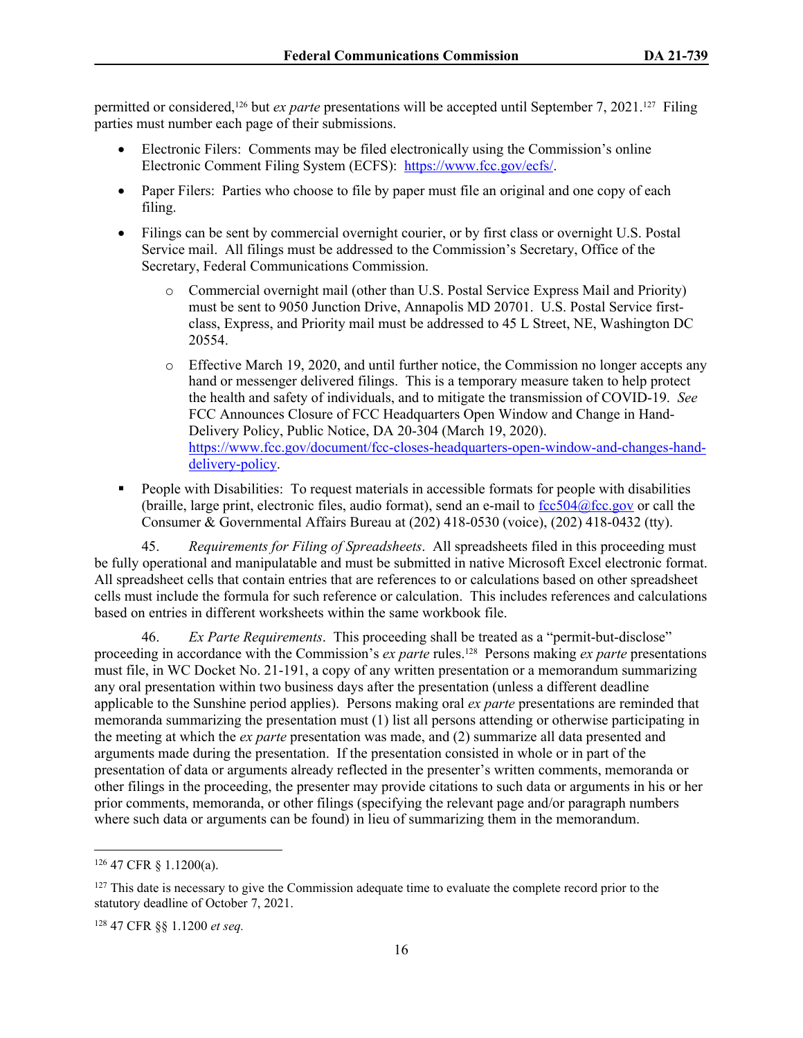permitted or considered,[126] but *ex parte* presentations will be accepted until September 7, 2021.[127] Filing parties must number each page of their submissions.

- Electronic Filers: Comments may be filed electronically using the Commission's online Electronic Comment Filing System (ECFS): https://www.fcc.gov/ecfs/.
- Paper Filers: Parties who choose to file by paper must file an original and one copy of each filing.
- Filings can be sent by commercial overnight courier, or by first class or overnight U.S. Postal Service mail. All filings must be addressed to the Commission's Secretary, Office of the Secretary, Federal Communications Commission.
  - Commercial overnight mail (other than U.S. Postal Service Express Mail and Priority) must be sent to 9050 Junction Drive, Annapolis MD 20701. U.S. Postal Service first-class, Express, and Priority mail must be addressed to 45 L Street, NE, Washington DC 20554.
  - Effective March 19, 2020, and until further notice, the Commission no longer accepts any hand or messenger delivered filings. This is a temporary measure taken to help protect the health and safety of individuals, and to mitigate the transmission of COVID-19. *See* FCC Announces Closure of FCC Headquarters Open Window and Change in Hand-Delivery Policy, Public Notice, DA 20-304 (March 19, 2020). https://www.fcc.gov/document/fcc-closes-headquarters-open-window-and-changes-hand-delivery-policy.
- People with Disabilities: To request materials in accessible formats for people with disabilities (braille, large print, electronic files, audio format), send an e-mail to fcc504@fcc.gov or call the Consumer & Governmental Affairs Bureau at (202) 418-0530 (voice), (202) 418-0432 (tty).

45. *Requirements for Filing of Spreadsheets*. All spreadsheets filed in this proceeding must be fully operational and manipulatable and must be submitted in native Microsoft Excel electronic format. All spreadsheet cells that contain entries that are references to or calculations based on other spreadsheet cells must include the formula for such reference or calculation. This includes references and calculations based on entries in different worksheets within the same workbook file.

46. *Ex Parte Requirements*. This proceeding shall be treated as a "permit-but-disclose" proceeding in accordance with the Commission's *ex parte* rules.[128] Persons making *ex parte* presentations must file, in WC Docket No. 21-191, a copy of any written presentation or a memorandum summarizing any oral presentation within two business days after the presentation (unless a different deadline applicable to the Sunshine period applies). Persons making oral *ex parte* presentations are reminded that memoranda summarizing the presentation must (1) list all persons attending or otherwise participating in the meeting at which the *ex parte* presentation was made, and (2) summarize all data presented and arguments made during the presentation. If the presentation consisted in whole or in part of the presentation of data or arguments already reflected in the presenter's written comments, memoranda or other filings in the proceeding, the presenter may provide citations to such data or arguments in his or her prior comments, memoranda, or other filings (specifying the relevant page and/or paragraph numbers where such data or arguments can be found) in lieu of summarizing them in the memorandum.

---

[126] 47 CFR § 1.1200(a).

[127] This date is necessary to give the Commission adequate time to evaluate the complete record prior to the statutory deadline of October 7, 2021.

[128] 47 CFR §§ 1.1200 *et seq.*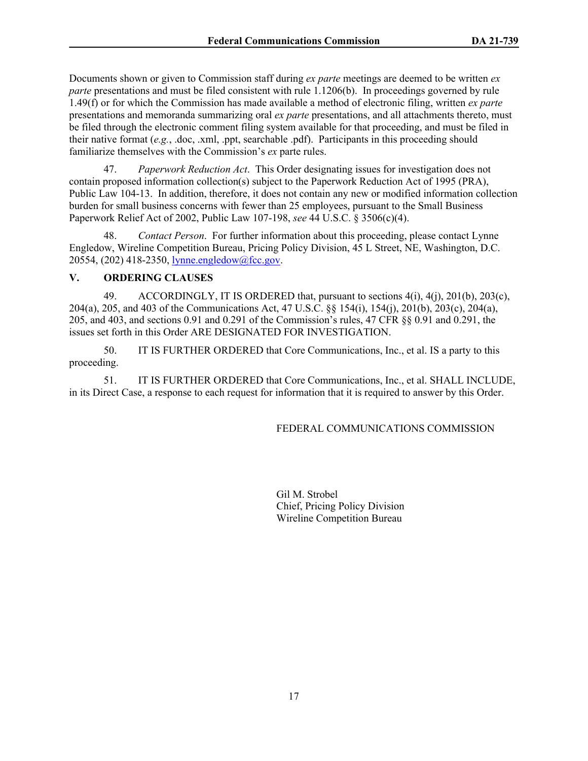Documents shown or given to Commission staff during *ex parte* meetings are deemed to be written *ex parte* presentations and must be filed consistent with rule 1.1206(b). In proceedings governed by rule 1.49(f) or for which the Commission has made available a method of electronic filing, written *ex parte* presentations and memoranda summarizing oral *ex parte* presentations, and all attachments thereto, must be filed through the electronic comment filing system available for that proceeding, and must be filed in their native format (*e.g.*, .doc, .xml, .ppt, searchable .pdf). Participants in this proceeding should familiarize themselves with the Commission's *ex* parte rules.

47. *Paperwork Reduction Act*. This Order designating issues for investigation does not contain proposed information collection(s) subject to the Paperwork Reduction Act of 1995 (PRA), Public Law 104-13. In addition, therefore, it does not contain any new or modified information collection burden for small business concerns with fewer than 25 employees, pursuant to the Small Business Paperwork Relief Act of 2002, Public Law 107-198, *see* 44 U.S.C. § 3506(c)(4).

48. *Contact Person*. For further information about this proceeding, please contact Lynne Engledow, Wireline Competition Bureau, Pricing Policy Division, 45 L Street, NE, Washington, D.C. 20554, (202) 418-2350, lynne.engledow@fcc.gov.

## V. ORDERING CLAUSES

49. ACCORDINGLY, IT IS ORDERED that, pursuant to sections 4(i), 4(j), 201(b), 203(c), 204(a), 205, and 403 of the Communications Act, 47 U.S.C. §§ 154(i), 154(j), 201(b), 203(c), 204(a), 205, and 403, and sections 0.91 and 0.291 of the Commission's rules, 47 CFR §§ 0.91 and 0.291, the issues set forth in this Order ARE DESIGNATED FOR INVESTIGATION.

50. IT IS FURTHER ORDERED that Core Communications, Inc., et al. IS a party to this proceeding.

51. IT IS FURTHER ORDERED that Core Communications, Inc., et al. SHALL INCLUDE, in its Direct Case, a response to each request for information that it is required to answer by this Order.

FEDERAL COMMUNICATIONS COMMISSION

Gil M. Strobel
Chief, Pricing Policy Division
Wireline Competition Bureau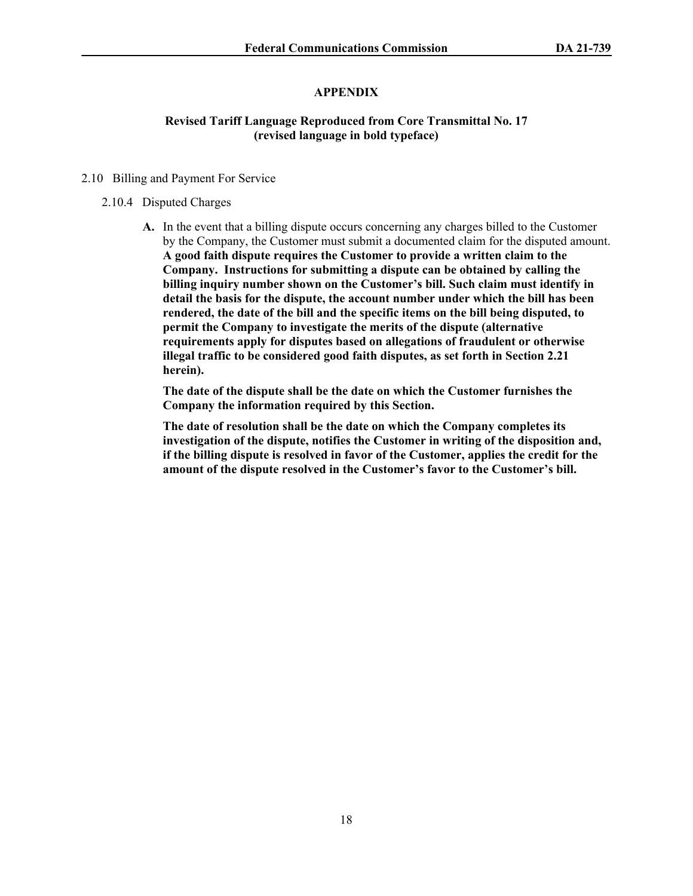## APPENDIX

### Revised Tariff Language Reproduced from Core Transmittal No. 17 (revised language in bold typeface)

2.10 Billing and Payment For Service

2.10.4 Disputed Charges

**A.** In the event that a billing dispute occurs concerning any charges billed to the Customer by the Company, the Customer must submit a documented claim for the disputed amount. **A good faith dispute requires the Customer to provide a written claim to the Company. Instructions for submitting a dispute can be obtained by calling the billing inquiry number shown on the Customer's bill. Such claim must identify in detail the basis for the dispute, the account number under which the bill has been rendered, the date of the bill and the specific items on the bill being disputed, to permit the Company to investigate the merits of the dispute (alternative requirements apply for disputes based on allegations of fraudulent or otherwise illegal traffic to be considered good faith disputes, as set forth in Section 2.21 herein).**

**The date of the dispute shall be the date on which the Customer furnishes the Company the information required by this Section.**

**The date of resolution shall be the date on which the Company completes its investigation of the dispute, notifies the Customer in writing of the disposition and, if the billing dispute is resolved in favor of the Customer, applies the credit for the amount of the dispute resolved in the Customer's favor to the Customer's bill.**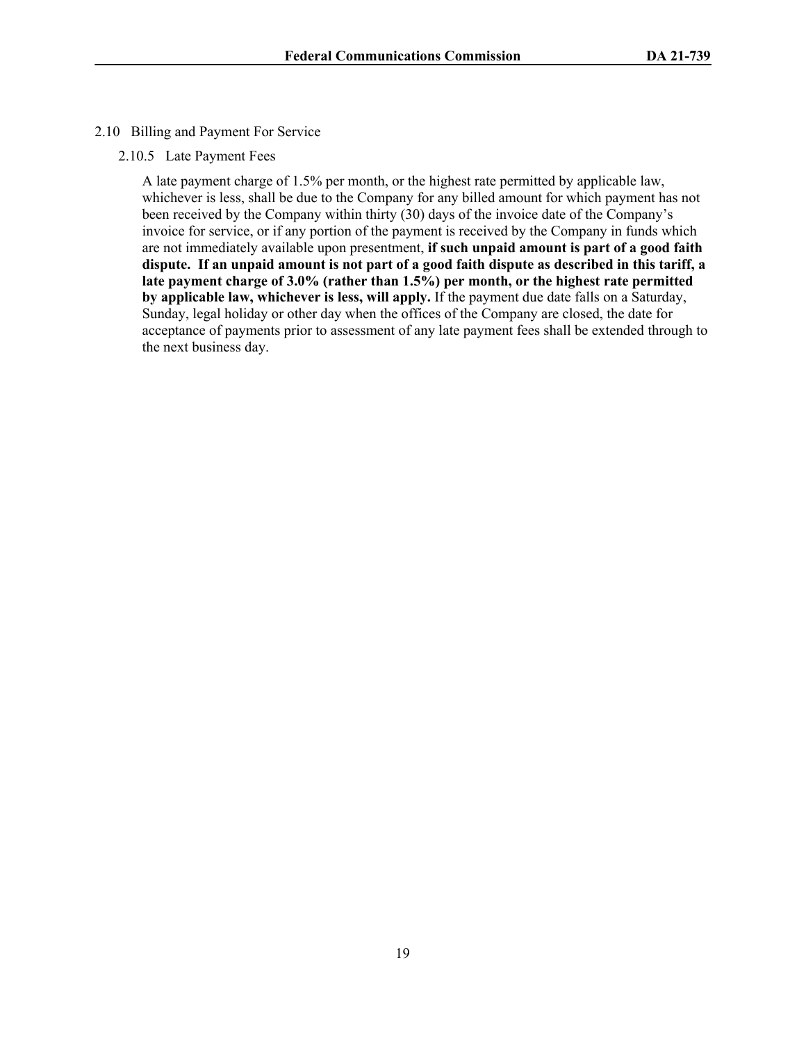2.10 Billing and Payment For Service

2.10.5 Late Payment Fees

A late payment charge of 1.5% per month, or the highest rate permitted by applicable law, whichever is less, shall be due to the Company for any billed amount for which payment has not been received by the Company within thirty (30) days of the invoice date of the Company's invoice for service, or if any portion of the payment is received by the Company in funds which are not immediately available upon presentment, **if such unpaid amount is part of a good faith dispute. If an unpaid amount is not part of a good faith dispute as described in this tariff, a late payment charge of 3.0% (rather than 1.5%) per month, or the highest rate permitted by applicable law, whichever is less, will apply.** If the payment due date falls on a Saturday, Sunday, legal holiday or other day when the offices of the Company are closed, the date for acceptance of payments prior to assessment of any late payment fees shall be extended through to the next business day.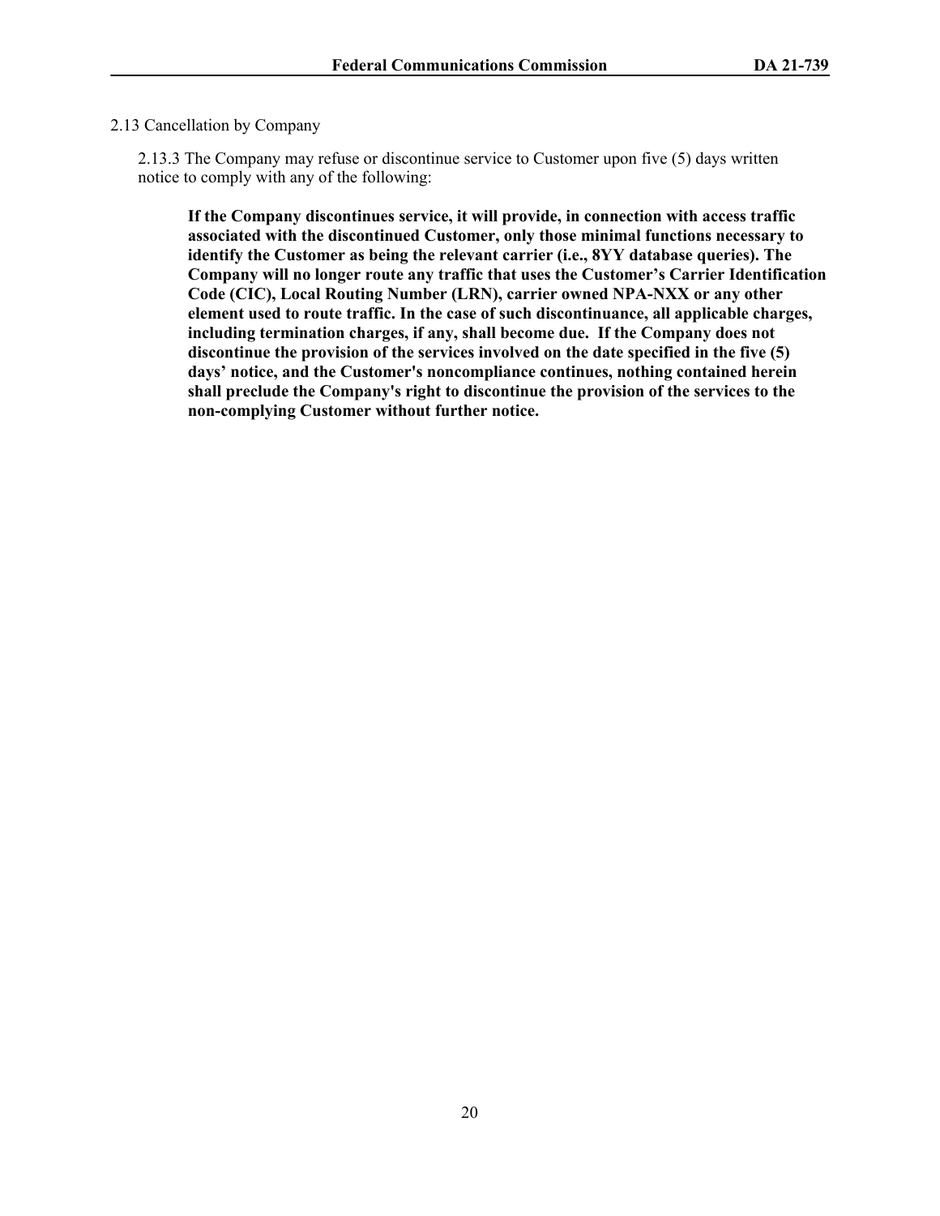2.13 Cancellation by Company

2.13.3 The Company may refuse or discontinue service to Customer upon five (5) days written notice to comply with any of the following:

**If the Company discontinues service, it will provide, in connection with access traffic associated with the discontinued Customer, only those minimal functions necessary to identify the Customer as being the relevant carrier (i.e., 8YY database queries). The Company will no longer route any traffic that uses the Customer's Carrier Identification Code (CIC), Local Routing Number (LRN), carrier owned NPA-NXX or any other element used to route traffic. In the case of such discontinuance, all applicable charges, including termination charges, if any, shall become due. If the Company does not discontinue the provision of the services involved on the date specified in the five (5) days' notice, and the Customer's noncompliance continues, nothing contained herein shall preclude the Company's right to discontinue the provision of the services to the non-complying Customer without further notice.**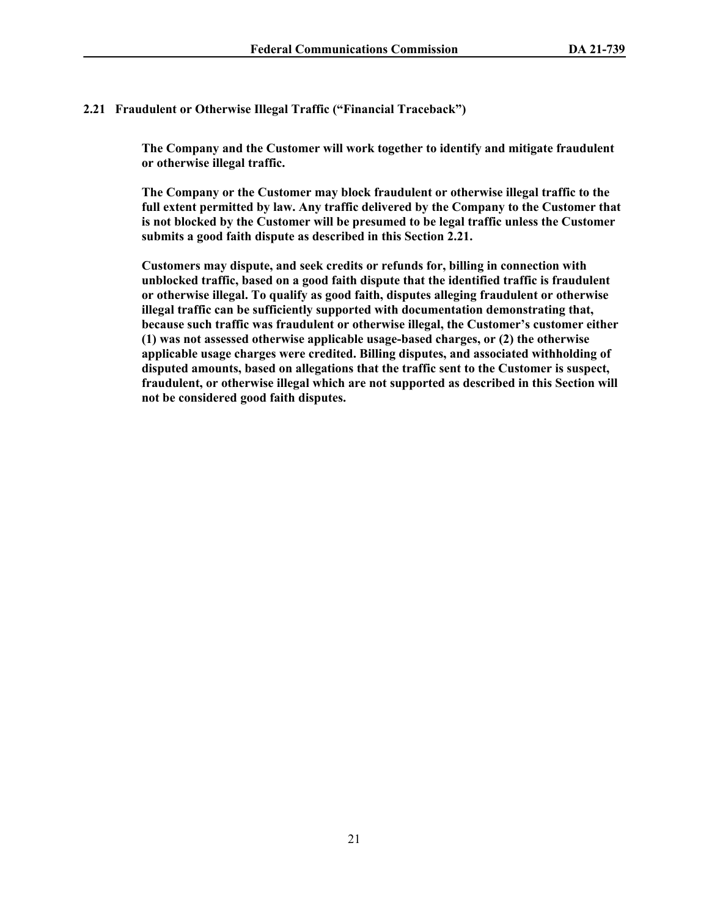**2.21 Fraudulent or Otherwise Illegal Traffic ("Financial Traceback")**

**The Company and the Customer will work together to identify and mitigate fraudulent or otherwise illegal traffic.**

**The Company or the Customer may block fraudulent or otherwise illegal traffic to the full extent permitted by law. Any traffic delivered by the Company to the Customer that is not blocked by the Customer will be presumed to be legal traffic unless the Customer submits a good faith dispute as described in this Section 2.21.**

**Customers may dispute, and seek credits or refunds for, billing in connection with unblocked traffic, based on a good faith dispute that the identified traffic is fraudulent or otherwise illegal. To qualify as good faith, disputes alleging fraudulent or otherwise illegal traffic can be sufficiently supported with documentation demonstrating that, because such traffic was fraudulent or otherwise illegal, the Customer's customer either (1) was not assessed otherwise applicable usage-based charges, or (2) the otherwise applicable usage charges were credited. Billing disputes, and associated withholding of disputed amounts, based on allegations that the traffic sent to the Customer is suspect, fraudulent, or otherwise illegal which are not supported as described in this Section will not be considered good faith disputes.**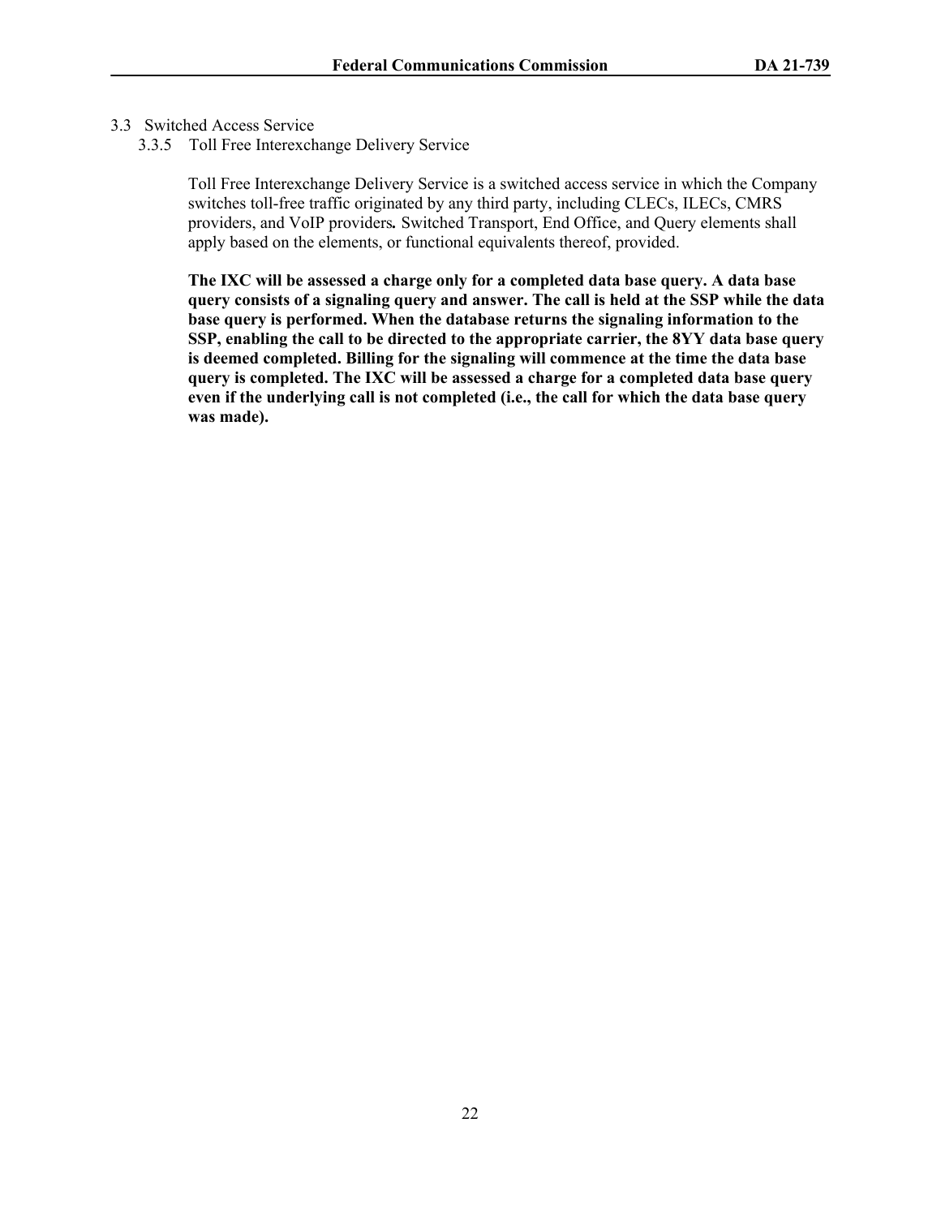3.3 Switched Access Service

3.3.5 Toll Free Interexchange Delivery Service

Toll Free Interexchange Delivery Service is a switched access service in which the Company switches toll-free traffic originated by any third party, including CLECs, ILECs, CMRS providers, and VoIP providers**.** Switched Transport, End Office, and Query elements shall apply based on the elements, or functional equivalents thereof, provided.

**The IXC will be assessed a charge only for a completed data base query. A data base query consists of a signaling query and answer. The call is held at the SSP while the data base query is performed. When the database returns the signaling information to the SSP, enabling the call to be directed to the appropriate carrier, the 8YY data base query is deemed completed. Billing for the signaling will commence at the time the data base query is completed. The IXC will be assessed a charge for a completed data base query even if the underlying call is not completed (i.e., the call for which the data base query was made).**